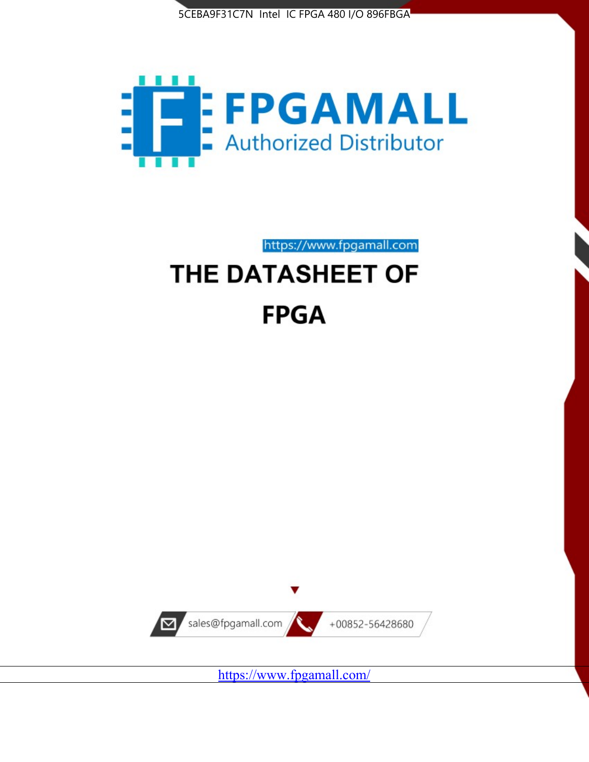5CEBA9F31C7N Intel IC FPGA 480 I/O 896FBGA

FPGAMALL

Authorized Distributor

https://www.fpgamall.com

# THE DATASHEET OF

# FPGA

sales@fpgamall.com

+00852-56428680

https://www.fpgamall.com/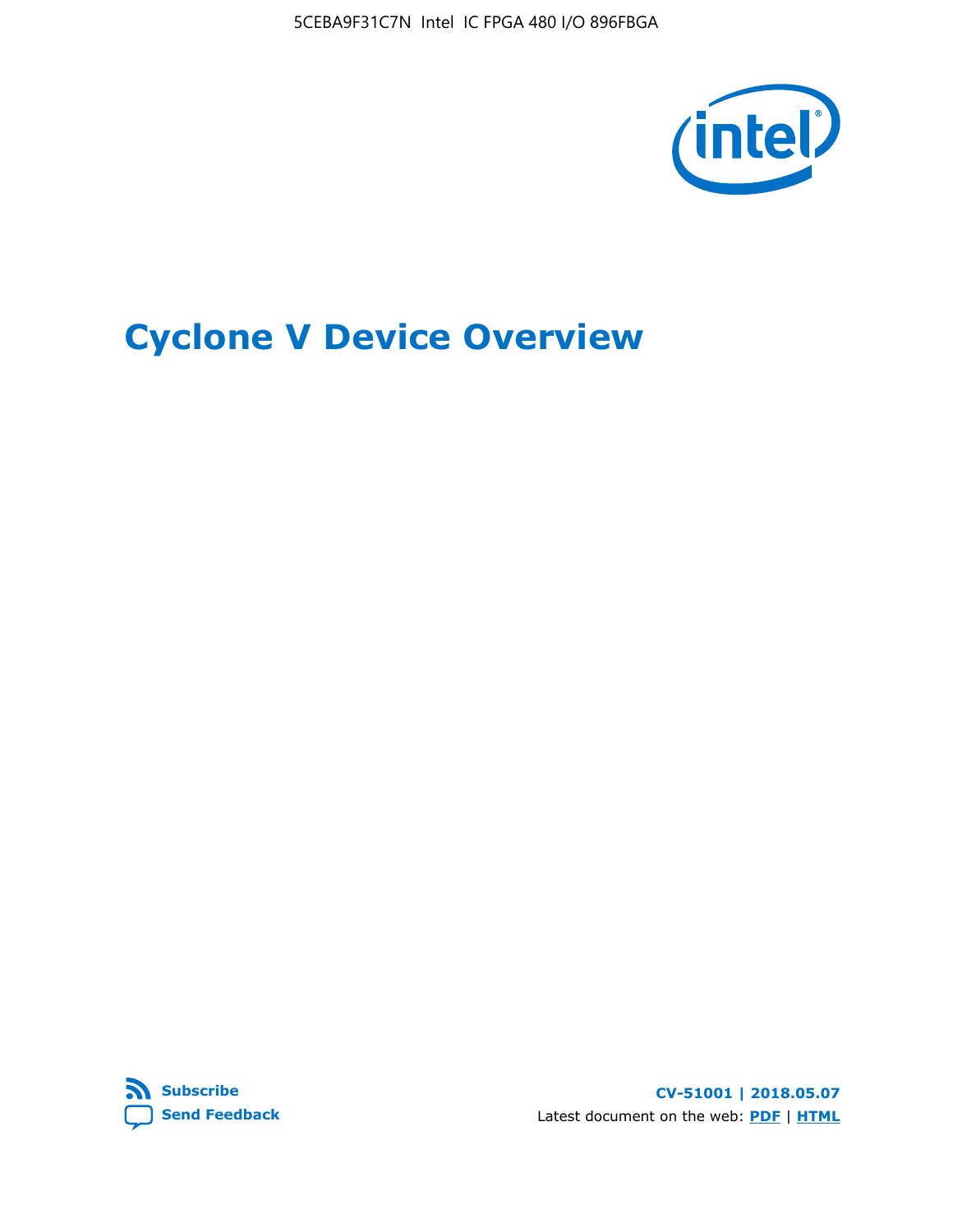# Cyclone V Device Overview

**Subscribe**
**Send Feedback**

**CV-51001 | 2018.05.07**
Latest document on the web: **PDF** | **HTML**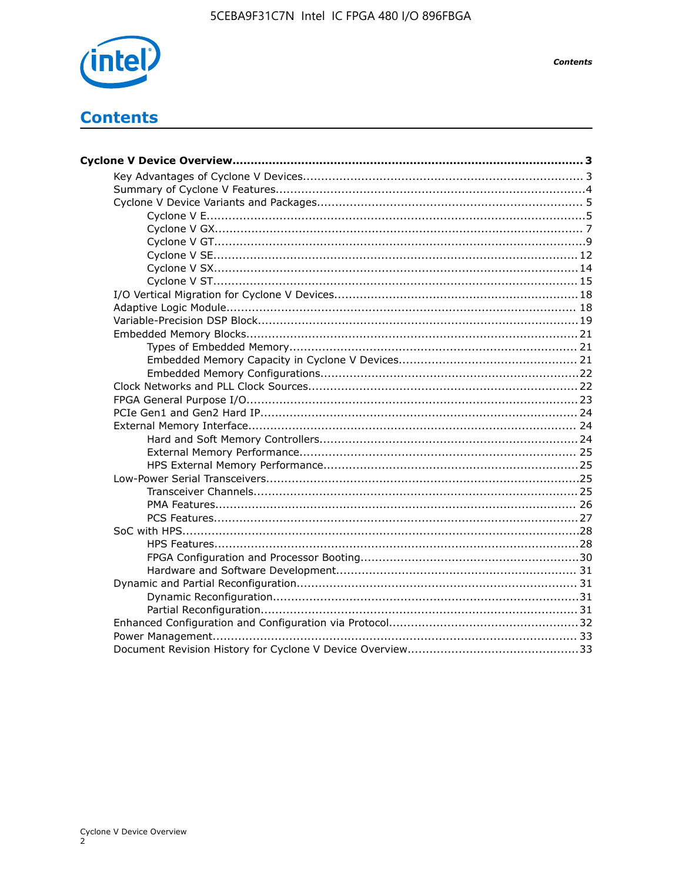# Contents

**Cyclone V Device Overview................................................................................................ 3**

- Key Advantages of Cyclone V Devices........................................................................... 3
- Summary of Cyclone V Features...................................................................................4
- Cyclone V Device Variants and Packages........................................................................ 5
    - Cyclone V E......................................................................................................5
    - Cyclone V GX.................................................................................................... 7
    - Cyclone V GT.....................................................................................................9
    - Cyclone V SE.................................................................................................. 12
    - Cyclone V SX.................................................................................................. 14
    - Cyclone V ST................................................................................................... 15
- I/O Vertical Migration for Cyclone V Devices.................................................................. 18
- Adaptive Logic Module............................................................................................... 18
- Variable-Precision DSP Block.......................................................................................19
- Embedded Memory Blocks.......................................................................................... 21
    - Types of Embedded Memory.............................................................................. 21
    - Embedded Memory Capacity in Cyclone V Devices................................................. 21
    - Embedded Memory Configurations......................................................................22
- Clock Networks and PLL Clock Sources......................................................................... 22
- FPGA General Purpose I/O......................................................................................... 23
- PCIe Gen1 and Gen2 Hard IP...................................................................................... 24
- External Memory Interface......................................................................................... 24
    - Hard and Soft Memory Controllers......................................................................24
    - External Memory Performance........................................................................... 25
    - HPS External Memory Performance.....................................................................25
- Low-Power Serial Transceivers....................................................................................25
    - Transceiver Channels........................................................................................25
    - PMA Features.................................................................................................. 26
    - PCS Features...................................................................................................27
- SoC with HPS...........................................................................................................28
    - HPS Features...................................................................................................28
    - FPGA Configuration and Processor Booting...........................................................30
    - Hardware and Software Development................................................................. 31
- Dynamic and Partial Reconfiguration............................................................................ 31
    - Dynamic Reconfiguration...................................................................................31
    - Partial Reconfiguration......................................................................................31
- Enhanced Configuration and Configuration via Protocol...................................................32
- Power Management................................................................................................... 33
- Document Revision History for Cyclone V Device Overview...............................................33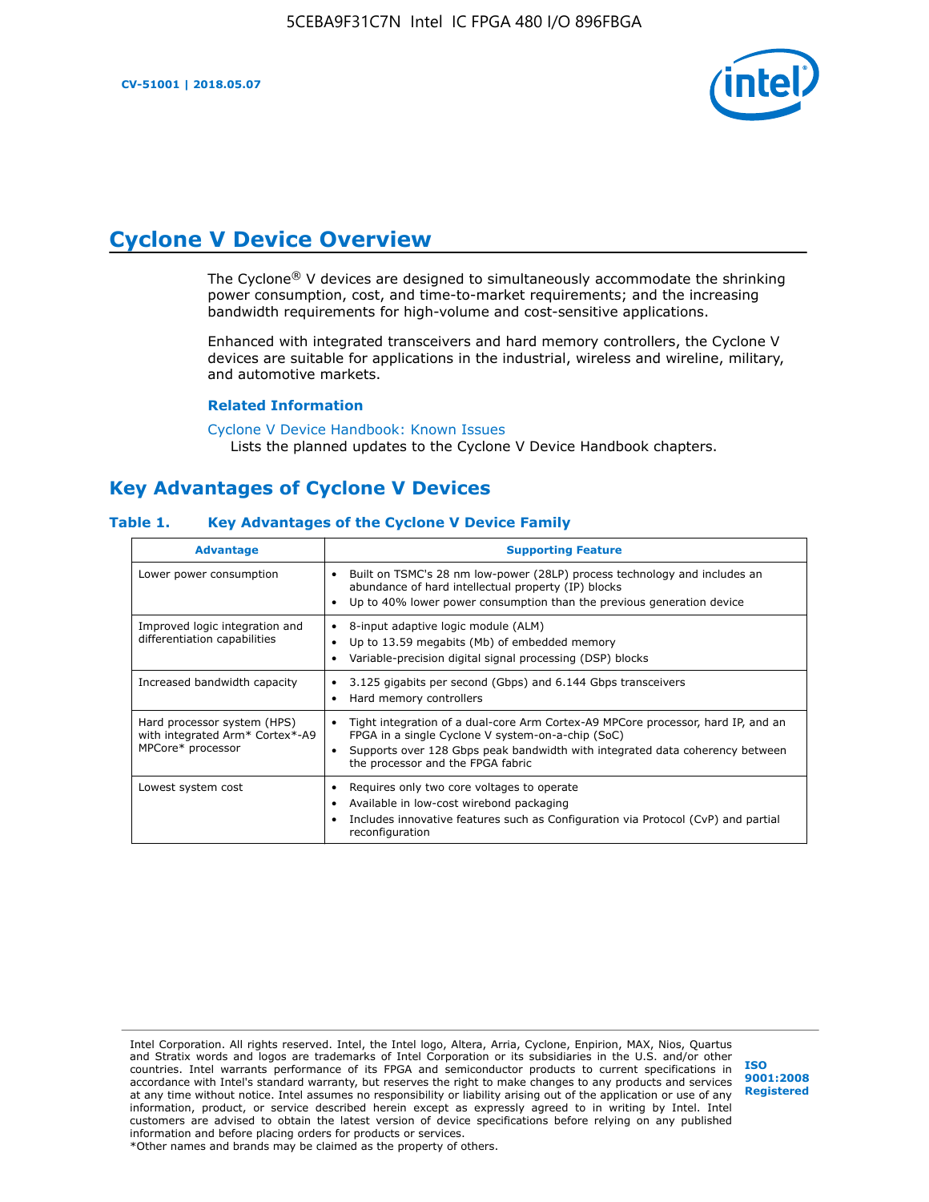# Cyclone V Device Overview

The Cyclone® V devices are designed to simultaneously accommodate the shrinking power consumption, cost, and time-to-market requirements; and the increasing bandwidth requirements for high-volume and cost-sensitive applications.

Enhanced with integrated transceivers and hard memory controllers, the Cyclone V devices are suitable for applications in the industrial, wireless and wireline, military, and automotive markets.

#### Related Information

Cyclone V Device Handbook: Known Issues
Lists the planned updates to the Cyclone V Device Handbook chapters.

## Key Advantages of Cyclone V Devices

### Table 1. Key Advantages of the Cyclone V Device Family

| Advantage | Supporting Feature |
|---|---|
| Lower power consumption | • Built on TSMC's 28 nm low-power (28LP) process technology and includes an abundance of hard intellectual property (IP) blocks<br>• Up to 40% lower power consumption than the previous generation device |
| Improved logic integration and differentiation capabilities | • 8-input adaptive logic module (ALM)<br>• Up to 13.59 megabits (Mb) of embedded memory<br>• Variable-precision digital signal processing (DSP) blocks |
| Increased bandwidth capacity | • 3.125 gigabits per second (Gbps) and 6.144 Gbps transceivers<br>• Hard memory controllers |
| Hard processor system (HPS) with integrated Arm* Cortex*-A9 MPCore* processor | • Tight integration of a dual-core Arm Cortex-A9 MPCore processor, hard IP, and an FPGA in a single Cyclone V system-on-a-chip (SoC)<br>• Supports over 128 Gbps peak bandwidth with integrated data coherency between the processor and the FPGA fabric |
| Lowest system cost | • Requires only two core voltages to operate<br>• Available in low-cost wirebond packaging<br>• Includes innovative features such as Configuration via Protocol (CvP) and partial reconfiguration |

Intel Corporation. All rights reserved. Intel, the Intel logo, Altera, Arria, Cyclone, Enpirion, MAX, Nios, Quartus and Stratix words and logos are trademarks of Intel Corporation or its subsidiaries in the U.S. and/or other countries. Intel warrants performance of its FPGA and semiconductor products to current specifications in accordance with Intel's standard warranty, but reserves the right to make changes to any products and services at any time without notice. Intel assumes no responsibility or liability arising out of the application or use of any information, product, or service described herein except as expressly agreed to in writing by Intel. Intel customers are advised to obtain the latest version of device specifications before relying on any published information and before placing orders for products or services.
*Other names and brands may be claimed as the property of others.

ISO 9001:2008 Registered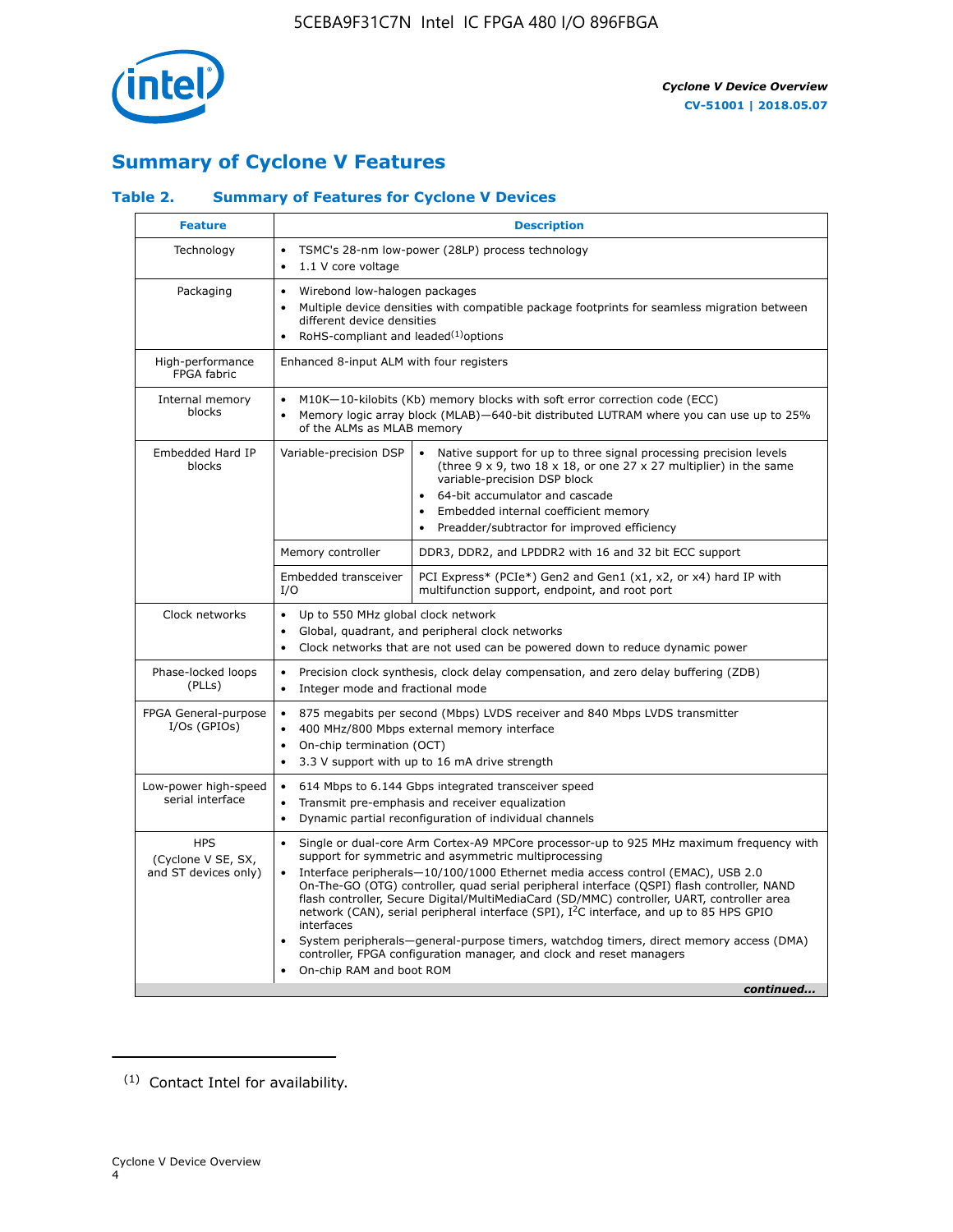## Summary of Cyclone V Features

### Table 2. Summary of Features for Cyclone V Devices

| Feature | Description | |
|---|---|---|
| Technology | • TSMC's 28-nm low-power (28LP) process technology<br>• 1.1 V core voltage | |
| Packaging | • Wirebond low-halogen packages<br>• Multiple device densities with compatible package footprints for seamless migration between different device densities<br>• RoHS-compliant and leaded[(1)] options | |
| High-performance FPGA fabric | Enhanced 8-input ALM with four registers | |
| Internal memory blocks | • M10K—10-kilobits (Kb) memory blocks with soft error correction code (ECC)<br>• Memory logic array block (MLAB)—640-bit distributed LUTRAM where you can use up to 25% of the ALMs as MLAB memory | |
| Embedded Hard IP blocks | Variable-precision DSP | • Native support for up to three signal processing precision levels (three 9 x 9, two 18 x 18, or one 27 x 27 multiplier) in the same variable-precision DSP block<br>• 64-bit accumulator and cascade<br>• Embedded internal coefficient memory<br>• Preadder/subtractor for improved efficiency |
| | Memory controller | DDR3, DDR2, and LPDDR2 with 16 and 32 bit ECC support |
| | Embedded transceiver I/O | PCI Express* (PCIe*) Gen2 and Gen1 (x1, x2, or x4) hard IP with multifunction support, endpoint, and root port |
| Clock networks | • Up to 550 MHz global clock network<br>• Global, quadrant, and peripheral clock networks<br>• Clock networks that are not used can be powered down to reduce dynamic power | |
| Phase-locked loops (PLLs) | • Precision clock synthesis, clock delay compensation, and zero delay buffering (ZDB)<br>• Integer mode and fractional mode | |
| FPGA General-purpose I/Os (GPIOs) | • 875 megabits per second (Mbps) LVDS receiver and 840 Mbps LVDS transmitter<br>• 400 MHz/800 Mbps external memory interface<br>• On-chip termination (OCT)<br>• 3.3 V support with up to 16 mA drive strength | |
| Low-power high-speed serial interface | • 614 Mbps to 6.144 Gbps integrated transceiver speed<br>• Transmit pre-emphasis and receiver equalization<br>• Dynamic partial reconfiguration of individual channels | |
| HPS (Cyclone V SE, SX, and ST devices only) | • Single or dual-core Arm Cortex-A9 MPCore processor-up to 925 MHz maximum frequency with support for symmetric and asymmetric multiprocessing<br>• Interface peripherals—10/100/1000 Ethernet media access control (EMAC), USB 2.0 On-The-GO (OTG) controller, quad serial peripheral interface (QSPI) flash controller, NAND flash controller, Secure Digital/MultiMediaCard (SD/MMC) controller, UART, controller area network (CAN), serial peripheral interface (SPI), I$^2$C interface, and up to 85 HPS GPIO interfaces<br>• System peripherals—general-purpose timers, watchdog timers, direct memory access (DMA) controller, FPGA configuration manager, and clock and reset managers<br>• On-chip RAM and boot ROM | |

*continued...*

(1) Contact Intel for availability.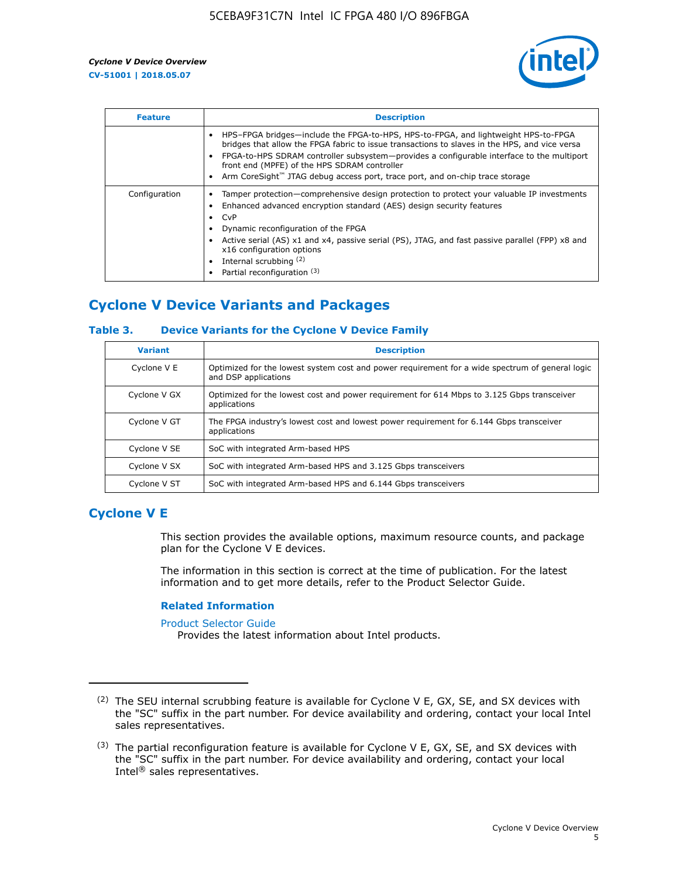| Feature | Description |
| --- | --- |
| | • HPS–FPGA bridges—include the FPGA-to-HPS, HPS-to-FPGA, and lightweight HPS-to-FPGA bridges that allow the FPGA fabric to issue transactions to slaves in the HPS, and vice versa<br>• FPGA-to-HPS SDRAM controller subsystem—provides a configurable interface to the multiport front end (MPFE) of the HPS SDRAM controller<br>• Arm CoreSight™ JTAG debug access port, trace port, and on-chip trace storage |
| Configuration | • Tamper protection—comprehensive design protection to protect your valuable IP investments<br>• Enhanced advanced encryption standard (AES) design security features<br>• CvP<br>• Dynamic reconfiguration of the FPGA<br>• Active serial (AS) x1 and x4, passive serial (PS), JTAG, and fast passive parallel (FPP) x8 and x16 configuration options<br>• Internal scrubbing [(2)]<br>• Partial reconfiguration [(3)] |

## Cyclone V Device Variants and Packages

### Table 3. Device Variants for the Cyclone V Device Family

| Variant | Description |
| --- | --- |
| Cyclone V E | Optimized for the lowest system cost and power requirement for a wide spectrum of general logic and DSP applications |
| Cyclone V GX | Optimized for the lowest cost and power requirement for 614 Mbps to 3.125 Gbps transceiver applications |
| Cyclone V GT | The FPGA industry's lowest cost and lowest power requirement for 6.144 Gbps transceiver applications |
| Cyclone V SE | SoC with integrated Arm-based HPS |
| Cyclone V SX | SoC with integrated Arm-based HPS and 3.125 Gbps transceivers |
| Cyclone V ST | SoC with integrated Arm-based HPS and 6.144 Gbps transceivers |

## Cyclone V E

This section provides the available options, maximum resource counts, and package plan for the Cyclone V E devices.

The information in this section is correct at the time of publication. For the latest information and to get more details, refer to the Product Selector Guide.

### Related Information

Product Selector Guide
Provides the latest information about Intel products.

---

(2) The SEU internal scrubbing feature is available for Cyclone V E, GX, SE, and SX devices with the "SC" suffix in the part number. For device availability and ordering, contact your local Intel sales representatives.

(3) The partial reconfiguration feature is available for Cyclone V E, GX, SE, and SX devices with the "SC" suffix in the part number. For device availability and ordering, contact your local Intel® sales representatives.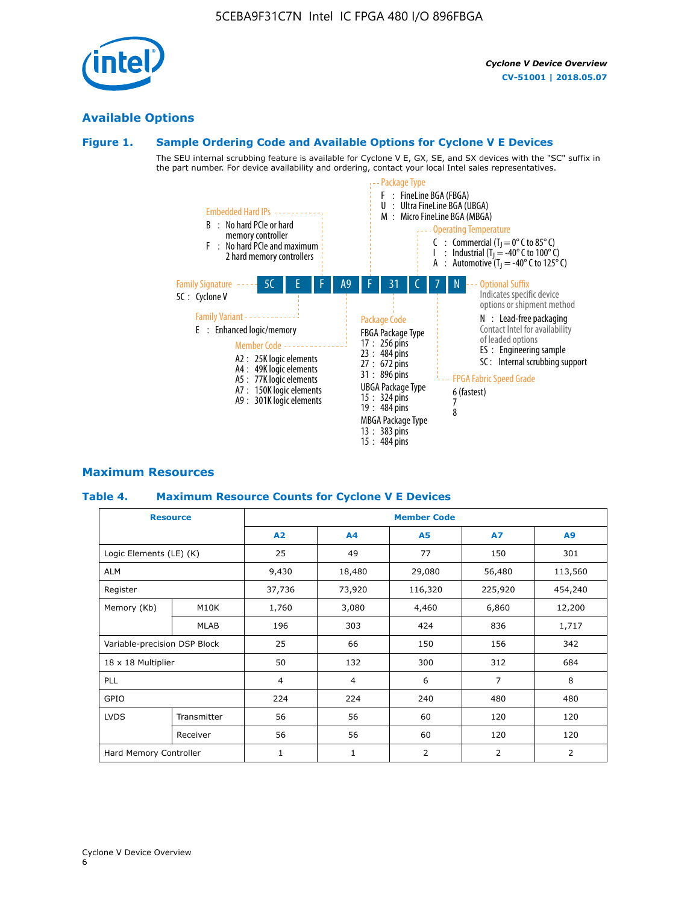## Available Options

### Figure 1. Sample Ordering Code and Available Options for Cyclone V E Devices

The SEU internal scrubbing feature is available for Cyclone V E, GX, SE, and SX devices with the "SC" suffix in the part number. For device availability and ordering, contact your local Intel sales representatives.

**Sample ordering code:** 5C E F A9 F 31 C 7 N

**Family Signature**
- 5C : Cyclone V

**Family Variant**
- E : Enhanced logic/memory

**Embedded Hard IPs**
- B : No hard PCIe or hard memory controller
- F : No hard PCIe and maximum 2 hard memory controllers

**Member Code**
- A2 : 25K logic elements
- A4 : 49K logic elements
- A5 : 77K logic elements
- A7 : 150K logic elements
- A9 : 301K logic elements

**Package Type**
- F : FineLine BGA (FBGA)
- U : Ultra FineLine BGA (UBGA)
- M : Micro FineLine BGA (MBGA)

**Package Code**

FBGA Package Type
- 17 : 256 pins
- 23 : 484 pins
- 27 : 672 pins
- 31 : 896 pins

UBGA Package Type
- 15 : 324 pins
- 19 : 484 pins

MBGA Package Type
- 13 : 383 pins
- 15 : 484 pins

**Operating Temperature**
- C : Commercial ($T_J$ = 0° C to 85° C)
- I : Industrial ($T_J$ = -40° C to 100° C)
- A : Automotive ($T_J$ = -40° C to 125° C)

**FPGA Fabric Speed Grade**
- 6 (fastest)
- 7
- 8

**Optional Suffix**

Indicates specific device options or shipment method
- N : Lead-free packaging
  Contact Intel for availability of leaded options
- ES : Engineering sample
- SC : Internal scrubbing support

## Maximum Resources

### Table 4. Maximum Resource Counts for Cyclone V E Devices

| Resource | | Member Code | | | | |
|---|---|---|---|---|---|---|
| | | A2 | A4 | A5 | A7 | A9 |
| Logic Elements (LE) (K) | | 25 | 49 | 77 | 150 | 301 |
| ALM | | 9,430 | 18,480 | 29,080 | 56,480 | 113,560 |
| Register | | 37,736 | 73,920 | 116,320 | 225,920 | 454,240 |
| Memory (Kb) | M10K | 1,760 | 3,080 | 4,460 | 6,860 | 12,200 |
| | MLAB | 196 | 303 | 424 | 836 | 1,717 |
| Variable-precision DSP Block | | 25 | 66 | 150 | 156 | 342 |
| 18 x 18 Multiplier | | 50 | 132 | 300 | 312 | 684 |
| PLL | | 4 | 4 | 6 | 7 | 8 |
| GPIO | | 224 | 224 | 240 | 480 | 480 |
| LVDS | Transmitter | 56 | 56 | 60 | 120 | 120 |
| | Receiver | 56 | 56 | 60 | 120 | 120 |
| Hard Memory Controller | | 1 | 1 | 2 | 2 | 2 |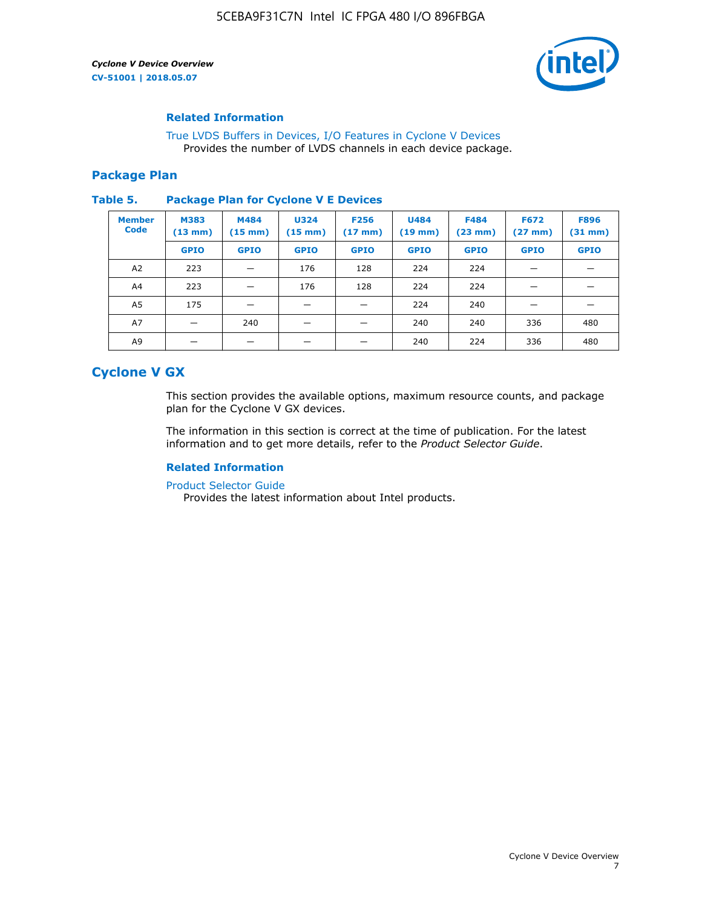### Related Information

True LVDS Buffers in Devices, I/O Features in Cyclone V Devices
Provides the number of LVDS channels in each device package.

## Package Plan

**Table 5. Package Plan for Cyclone V E Devices**

| Member Code | M383 (13 mm) | M484 (15 mm) | U324 (15 mm) | F256 (17 mm) | U484 (19 mm) | F484 (23 mm) | F672 (27 mm) | F896 (31 mm) |
|---|---|---|---|---|---|---|---|---|
| | GPIO | GPIO | GPIO | GPIO | GPIO | GPIO | GPIO | GPIO |
| A2 | 223 | — | 176 | 128 | 224 | 224 | — | — |
| A4 | 223 | — | 176 | 128 | 224 | 224 | — | — |
| A5 | 175 | — | — | — | 224 | 240 | — | — |
| A7 | — | 240 | — | — | 240 | 240 | 336 | 480 |
| A9 | — | — | — | — | 240 | 224 | 336 | 480 |

# Cyclone V GX

This section provides the available options, maximum resource counts, and package plan for the Cyclone V GX devices.

The information in this section is correct at the time of publication. For the latest information and to get more details, refer to the *Product Selector Guide*.

### Related Information

Product Selector Guide
Provides the latest information about Intel products.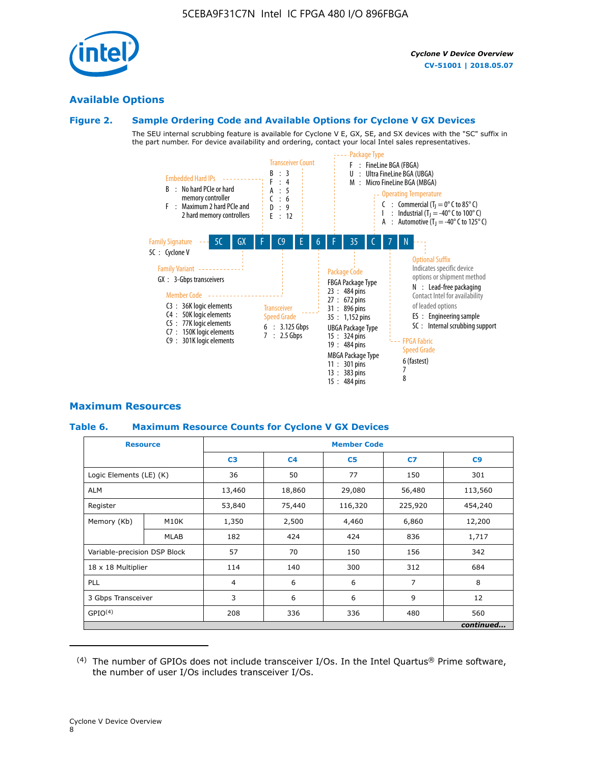## Available Options

### Figure 2. Sample Ordering Code and Available Options for Cyclone V GX Devices

The SEU internal scrubbing feature is available for Cyclone V E, GX, SE, and SX devices with the "SC" suffix in the part number. For device availability and ordering, contact your local Intel sales representatives.

**Sample ordering code:** 5C GX F C9 E 6 F 35 C 7 N

- **Family Signature**
  - 5C : Cyclone V
- **Family Variant**
  - GX : 3-Gbps transceivers
- **Embedded Hard IPs**
  - B : No hard PCIe or hard memory controller
  - F : Maximum 2 hard PCIe and 2 hard memory controllers
- **Member Code**
  - C3 : 36K logic elements
  - C4 : 50K logic elements
  - C5 : 77K logic elements
  - C7 : 150K logic elements
  - C9 : 301K logic elements
- **Transceiver Count**
  - B : 3
  - F : 4
  - A : 5
  - C : 6
  - D : 9
  - E : 12
- **Transceiver Speed Grade**
  - 6 : 3.125 Gbps
  - 7 : 2.5 Gbps
- **Package Type**
  - F : FineLine BGA (FBGA)
  - U : Ultra FineLine BGA (UBGA)
  - M : Micro FineLine BGA (MBGA)
- **Package Code**
  - FBGA Package Type
    - 23 : 484 pins
    - 27 : 672 pins
    - 31 : 896 pins
    - 35 : 1,152 pins
  - UBGA Package Type
    - 15 : 324 pins
    - 19 : 484 pins
  - MBGA Package Type
    - 11 : 301 pins
    - 13 : 383 pins
    - 15 : 484 pins
- **Operating Temperature**
  - C : Commercial ($T_J$ = 0° C to 85° C)
  - I : Industrial ($T_J$ = -40° C to 100° C)
  - A : Automotive ($T_J$ = -40° C to 125° C)
- **FPGA Fabric Speed Grade**
  - 6 (fastest)
  - 7
  - 8
- **Optional Suffix**
  - Indicates specific device options or shipment method
  - N : Lead-free packaging. Contact Intel for availability of leaded options
  - ES : Engineering sample
  - SC : Internal scrubbing support

## Maximum Resources

### Table 6. Maximum Resource Counts for Cyclone V GX Devices

| Resource | | Member Code | | | | |
|---|---|---|---|---|---|---|
| | | C3 | C4 | C5 | C7 | C9 |
| Logic Elements (LE) (K) | | 36 | 50 | 77 | 150 | 301 |
| ALM | | 13,460 | 18,860 | 29,080 | 56,480 | 113,560 |
| Register | | 53,840 | 75,440 | 116,320 | 225,920 | 454,240 |
| Memory (Kb) | M10K | 1,350 | 2,500 | 4,460 | 6,860 | 12,200 |
| | MLAB | 182 | 424 | 424 | 836 | 1,717 |
| Variable-precision DSP Block | | 57 | 70 | 150 | 156 | 342 |
| 18 x 18 Multiplier | | 114 | 140 | 300 | 312 | 684 |
| PLL | | 4 | 6 | 6 | 7 | 8 |
| 3 Gbps Transceiver | | 3 | 6 | 6 | 9 | 12 |
| GPIO[(4)] | | 208 | 336 | 336 | 480 | 560 |

*continued...*

(4) The number of GPIOs does not include transceiver I/Os. In the Intel Quartus® Prime software, the number of user I/Os includes transceiver I/Os.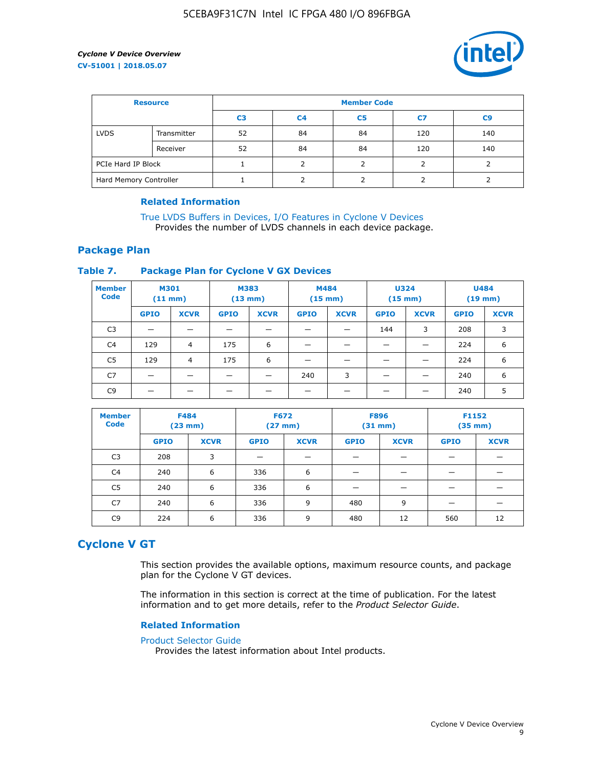| Resource | | Member Code | | | | |
|---|---|---|---|---|---|---|
| | | C3 | C4 | C5 | C7 | C9 |
| LVDS | Transmitter | 52 | 84 | 84 | 120 | 140 |
| | Receiver | 52 | 84 | 84 | 120 | 140 |
| PCIe Hard IP Block | | 1 | 2 | 2 | 2 | 2 |
| Hard Memory Controller | | 1 | 2 | 2 | 2 | 2 |

### Related Information

True LVDS Buffers in Devices, I/O Features in Cyclone V Devices
Provides the number of LVDS channels in each device package.

## Package Plan

### Table 7. Package Plan for Cyclone V GX Devices

| Member Code | M301 (11 mm) | | M383 (13 mm) | | M484 (15 mm) | | U324 (15 mm) | | U484 (19 mm) | |
|---|---|---|---|---|---|---|---|---|---|---|
| | GPIO | XCVR | GPIO | XCVR | GPIO | XCVR | GPIO | XCVR | GPIO | XCVR |
| C3 | — | — | — | — | — | — | 144 | 3 | 208 | 3 |
| C4 | 129 | 4 | 175 | 6 | — | — | — | — | 224 | 6 |
| C5 | 129 | 4 | 175 | 6 | — | — | — | — | 224 | 6 |
| C7 | — | — | — | — | 240 | 3 | — | — | 240 | 6 |
| C9 | — | — | — | — | — | — | — | — | 240 | 5 |

| Member Code | F484 (23 mm) | | F672 (27 mm) | | F896 (31 mm) | | F1152 (35 mm) | |
|---|---|---|---|---|---|---|---|---|
| | GPIO | XCVR | GPIO | XCVR | GPIO | XCVR | GPIO | XCVR |
| C3 | 208 | 3 | — | — | — | — | — | — |
| C4 | 240 | 6 | 336 | 6 | — | — | — | — |
| C5 | 240 | 6 | 336 | 6 | — | — | — | — |
| C7 | 240 | 6 | 336 | 9 | 480 | 9 | — | — |
| C9 | 224 | 6 | 336 | 9 | 480 | 12 | 560 | 12 |

# Cyclone V GT

This section provides the available options, maximum resource counts, and package plan for the Cyclone V GT devices.

The information in this section is correct at the time of publication. For the latest information and to get more details, refer to the *Product Selector Guide*.

### Related Information

Product Selector Guide
Provides the latest information about Intel products.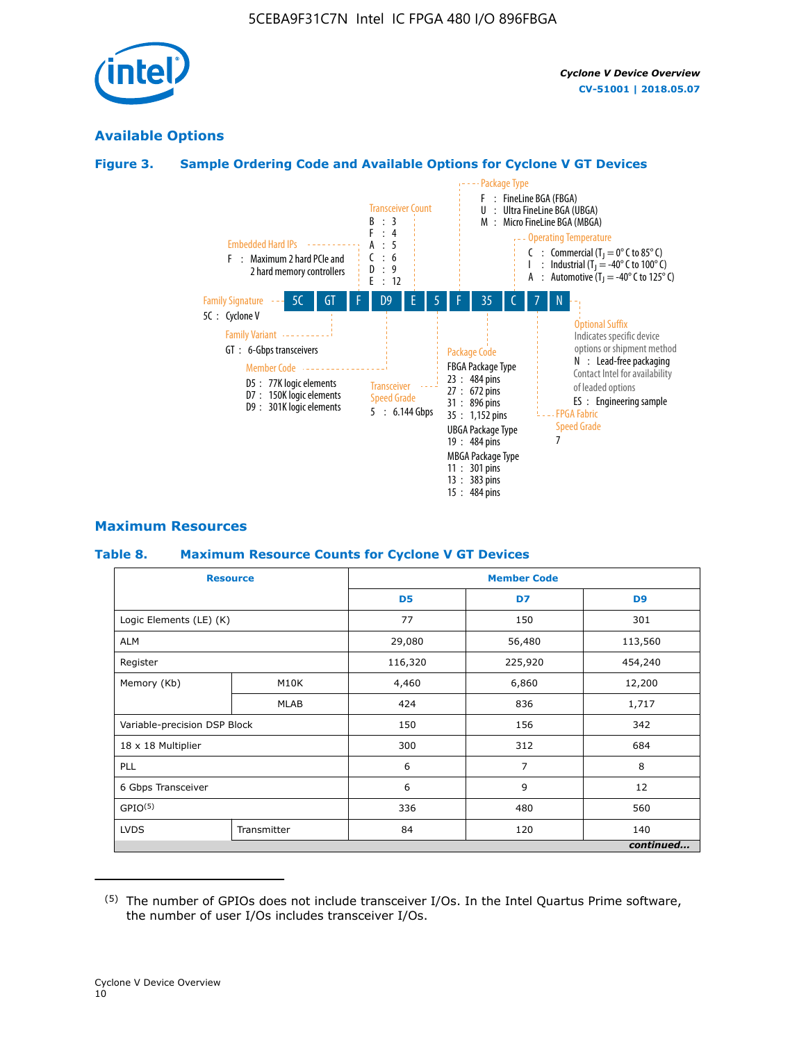## Available Options

**Figure 3. Sample Ordering Code and Available Options for Cyclone V GT Devices**

5C GT F D9 E 5 F 35 C 7 N

- **Family Signature**
  - 5C : Cyclone V
- **Family Variant**
  - GT : 6-Gbps transceivers
- **Embedded Hard IPs**
  - F : Maximum 2 hard PCIe and 2 hard memory controllers
- **Member Code**
  - D5 : 77K logic elements
  - D7 : 150K logic elements
  - D9 : 301K logic elements
- **Transceiver Count**
  - B : 3
  - F : 4
  - A : 5
  - C : 6
  - D : 9
  - E : 12
- **Transceiver Speed Grade**
  - 5 : 6.144 Gbps
- **Package Type**
  - F : FineLine BGA (FBGA)
  - U : Ultra FineLine BGA (UBGA)
  - M : Micro FineLine BGA (MBGA)
- **Package Code**
  - FBGA Package Type
    - 23 : 484 pins
    - 27 : 672 pins
    - 31 : 896 pins
    - 35 : 1,152 pins
  - UBGA Package Type
    - 19 : 484 pins
  - MBGA Package Type
    - 11 : 301 pins
    - 13 : 383 pins
    - 15 : 484 pins
- **Operating Temperature**
  - C : Commercial ($T_J$ = 0° C to 85° C)
  - I : Industrial ($T_J$ = -40° C to 100° C)
  - A : Automotive ($T_J$ = -40° C to 125° C)
- **FPGA Fabric Speed Grade**
  - 7
- **Optional Suffix**
  - Indicates specific device options or shipment method
  - N : Lead-free packaging. Contact Intel for availability of leaded options
  - ES : Engineering sample

## Maximum Resources

**Table 8. Maximum Resource Counts for Cyclone V GT Devices**

| Resource | | Member Code | | |
|---|---|---|---|---|
| | | D5 | D7 | D9 |
| Logic Elements (LE) (K) | | 77 | 150 | 301 |
| ALM | | 29,080 | 56,480 | 113,560 |
| Register | | 116,320 | 225,920 | 454,240 |
| Memory (Kb) | M10K | 4,460 | 6,860 | 12,200 |
| | MLAB | 424 | 836 | 1,717 |
| Variable-precision DSP Block | | 150 | 156 | 342 |
| 18 x 18 Multiplier | | 300 | 312 | 684 |
| PLL | | 6 | 7 | 8 |
| 6 Gbps Transceiver | | 6 | 9 | 12 |
| GPIO[5] | | 336 | 480 | 560 |
| LVDS | Transmitter | 84 | 120 | 140 |

*continued...*

(5) The number of GPIOs does not include transceiver I/Os. In the Intel Quartus Prime software, the number of user I/Os includes transceiver I/Os.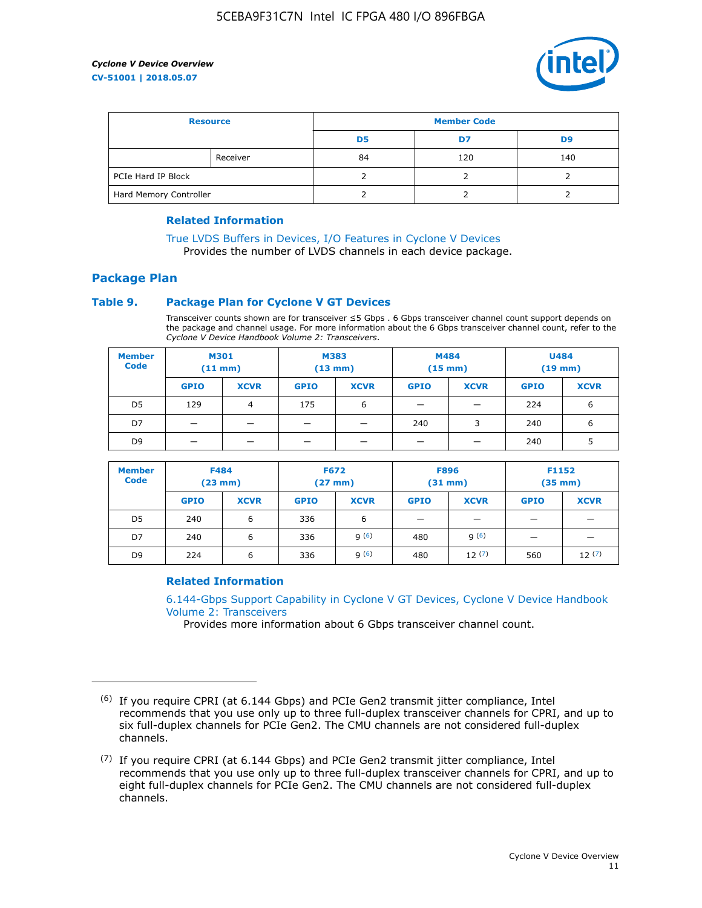| Resource | | Member Code | | |
|---|---|---|---|---|
| | | D5 | D7 | D9 |
| | Receiver | 84 | 120 | 140 |
| PCIe Hard IP Block | | 2 | 2 | 2 |
| Hard Memory Controller | | 2 | 2 | 2 |

### Related Information

True LVDS Buffers in Devices, I/O Features in Cyclone V Devices
Provides the number of LVDS channels in each device package.

## Package Plan

### Table 9. Package Plan for Cyclone V GT Devices

Transceiver counts shown are for transceiver ≤5 Gbps . 6 Gbps transceiver channel count support depends on the package and channel usage. For more information about the 6 Gbps transceiver channel count, refer to the *Cyclone V Device Handbook Volume 2: Transceivers*.

| Member Code | M301 (11 mm) | | M383 (13 mm) | | M484 (15 mm) | | U484 (19 mm) | |
|---|---|---|---|---|---|---|---|---|
| | GPIO | XCVR | GPIO | XCVR | GPIO | XCVR | GPIO | XCVR |
| D5 | 129 | 4 | 175 | 6 | — | — | 224 | 6 |
| D7 | — | — | — | — | 240 | 3 | 240 | 6 |
| D9 | — | — | — | — | — | — | 240 | 5 |

| Member Code | F484 (23 mm) | | F672 (27 mm) | | F896 (31 mm) | | F1152 (35 mm) | |
|---|---|---|---|---|---|---|---|---|
| | GPIO | XCVR | GPIO | XCVR | GPIO | XCVR | GPIO | XCVR |
| D5 | 240 | 6 | 336 | 6 | — | — | — | — |
| D7 | 240 | 6 | 336 | 9 [6] | 480 | 9 [6] | — | — |
| D9 | 224 | 6 | 336 | 9 [6] | 480 | 12 [7] | 560 | 12 [7] |

### Related Information

6.144-Gbps Support Capability in Cyclone V GT Devices, Cyclone V Device Handbook Volume 2: Transceivers
Provides more information about 6 Gbps transceiver channel count.

---

(6) If you require CPRI (at 6.144 Gbps) and PCIe Gen2 transmit jitter compliance, Intel recommends that you use only up to three full-duplex transceiver channels for CPRI, and up to six full-duplex channels for PCIe Gen2. The CMU channels are not considered full-duplex channels.

(7) If you require CPRI (at 6.144 Gbps) and PCIe Gen2 transmit jitter compliance, Intel recommends that you use only up to three full-duplex transceiver channels for CPRI, and up to eight full-duplex channels for PCIe Gen2. The CMU channels are not considered full-duplex channels.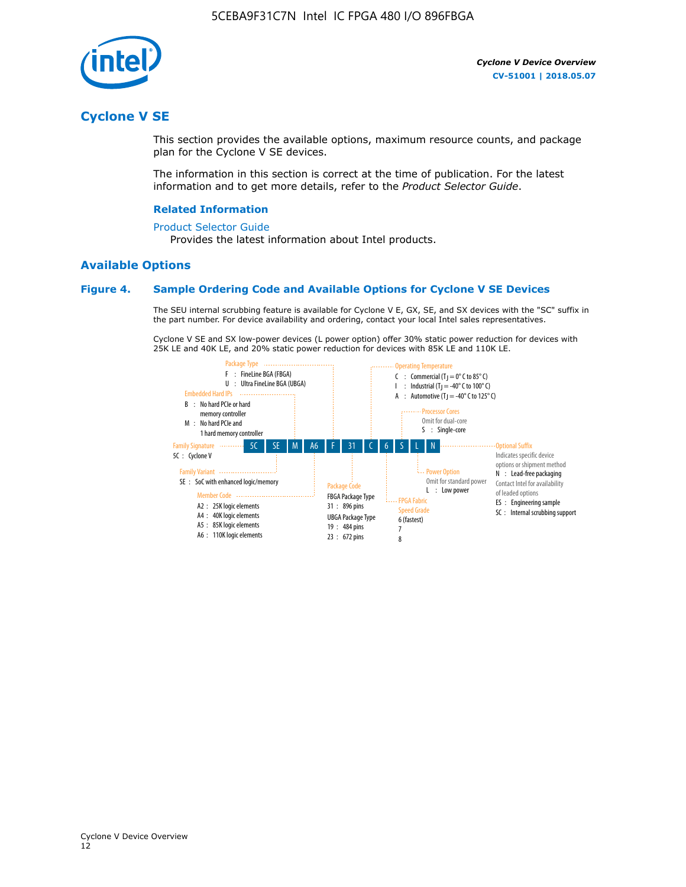## Cyclone V SE

This section provides the available options, maximum resource counts, and package plan for the Cyclone V SE devices.

The information in this section is correct at the time of publication. For the latest information and to get more details, refer to the *Product Selector Guide*.

### Related Information

Product Selector Guide
Provides the latest information about Intel products.

## Available Options

### Figure 4. Sample Ordering Code and Available Options for Cyclone V SE Devices

The SEU internal scrubbing feature is available for Cyclone V E, GX, SE, and SX devices with the "SC" suffix in the part number. For device availability and ordering, contact your local Intel sales representatives.

Cyclone V SE and SX low-power devices (L power option) offer 30% static power reduction for devices with 25K LE and 40K LE, and 20% static power reduction for devices with 85K LE and 110K LE.

Sample ordering code: 5C SE M A6 F 31 C 6 S L N

**Family Signature**
- 5C : Cyclone V

**Family Variant**
- SE : SoC with enhanced logic/memory

**Embedded Hard IPs**
- B : No hard PCIe or hard memory controller
- M : No hard PCIe and 1 hard memory controller

**Member Code**
- A2 : 25K logic elements
- A4 : 40K logic elements
- A5 : 85K logic elements
- A6 : 110K logic elements

**Package Type**
- F : FineLine BGA (FBGA)
- U : Ultra FineLine BGA (UBGA)

**Package Code**
- FBGA Package Type
  - 31 : 896 pins
- UBGA Package Type
  - 19 : 484 pins
  - 23 : 672 pins

**Operating Temperature**
- C : Commercial ($T_J$ = 0° C to 85° C)
- I : Industrial ($T_J$ = -40° C to 100° C)
- A : Automotive ($T_J$ = -40° C to 125° C)

**FPGA Fabric Speed Grade**
- 6 (fastest)
- 7
- 8

**Processor Cores**
- Omit for dual-core
- S : Single-core

**Power Option**
- Omit for standard power
- L : Low power

**Optional Suffix**
Indicates specific device options or shipment method
- N : Lead-free packaging
- Contact Intel for availability of leaded options
- ES : Engineering sample
- SC : Internal scrubbing support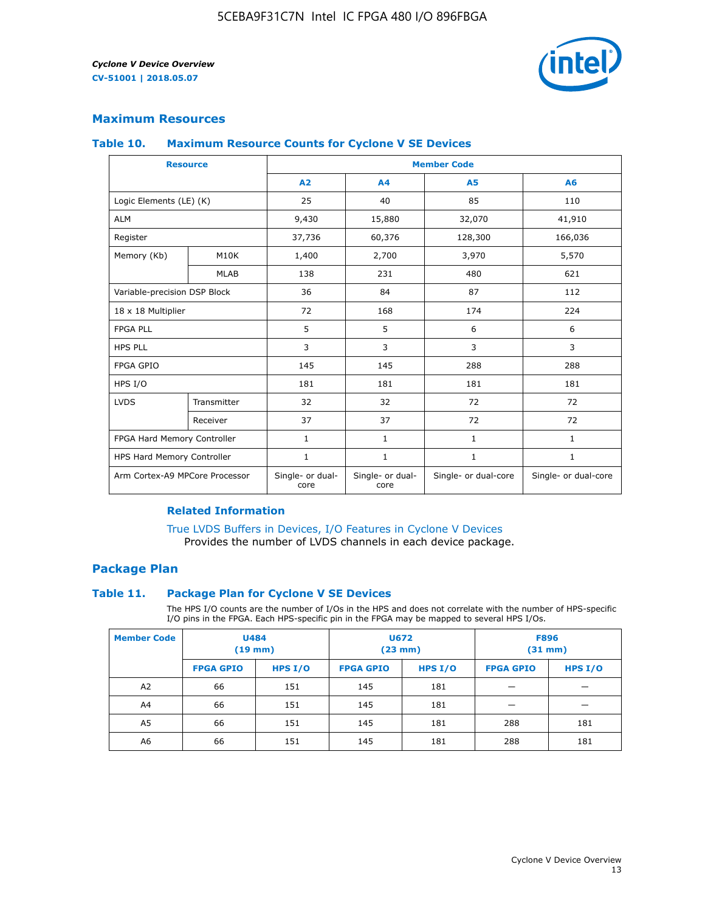## Maximum Resources

### Table 10. Maximum Resource Counts for Cyclone V SE Devices

| Resource | | Member Code | | | |
|---|---|---|---|---|---|
| | | A2 | A4 | A5 | A6 |
| Logic Elements (LE) (K) | | 25 | 40 | 85 | 110 |
| ALM | | 9,430 | 15,880 | 32,070 | 41,910 |
| Register | | 37,736 | 60,376 | 128,300 | 166,036 |
| Memory (Kb) | M10K | 1,400 | 2,700 | 3,970 | 5,570 |
| | MLAB | 138 | 231 | 480 | 621 |
| Variable-precision DSP Block | | 36 | 84 | 87 | 112 |
| 18 x 18 Multiplier | | 72 | 168 | 174 | 224 |
| FPGA PLL | | 5 | 5 | 6 | 6 |
| HPS PLL | | 3 | 3 | 3 | 3 |
| FPGA GPIO | | 145 | 145 | 288 | 288 |
| HPS I/O | | 181 | 181 | 181 | 181 |
| LVDS | Transmitter | 32 | 32 | 72 | 72 |
| | Receiver | 37 | 37 | 72 | 72 |
| FPGA Hard Memory Controller | | 1 | 1 | 1 | 1 |
| HPS Hard Memory Controller | | 1 | 1 | 1 | 1 |
| Arm Cortex-A9 MPCore Processor | | Single- or dual-core | Single- or dual-core | Single- or dual-core | Single- or dual-core |

#### Related Information

True LVDS Buffers in Devices, I/O Features in Cyclone V Devices
Provides the number of LVDS channels in each device package.

## Package Plan

### Table 11. Package Plan for Cyclone V SE Devices

The HPS I/O counts are the number of I/Os in the HPS and does not correlate with the number of HPS-specific I/O pins in the FPGA. Each HPS-specific pin in the FPGA may be mapped to several HPS I/Os.

| Member Code | U484 (19 mm) | | U672 (23 mm) | | F896 (31 mm) | |
|---|---|---|---|---|---|---|
| | FPGA GPIO | HPS I/O | FPGA GPIO | HPS I/O | FPGA GPIO | HPS I/O |
| A2 | 66 | 151 | 145 | 181 | — | — |
| A4 | 66 | 151 | 145 | 181 | — | — |
| A5 | 66 | 151 | 145 | 181 | 288 | 181 |
| A6 | 66 | 151 | 145 | 181 | 288 | 181 |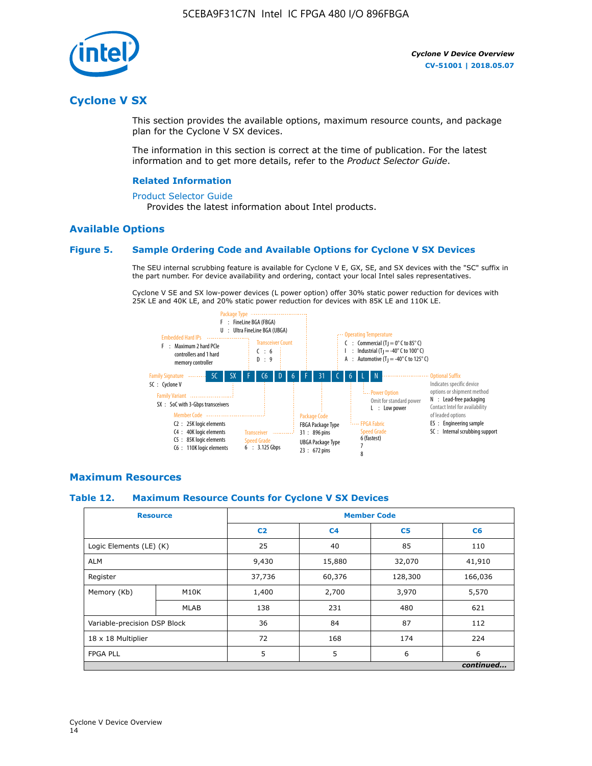# Cyclone V SX

This section provides the available options, maximum resource counts, and package plan for the Cyclone V SX devices.

The information in this section is correct at the time of publication. For the latest information and to get more details, refer to the *Product Selector Guide*.

### Related Information

Product Selector Guide

Provides the latest information about Intel products.

## Available Options

### Figure 5. Sample Ordering Code and Available Options for Cyclone V SX Devices

The SEU internal scrubbing feature is available for Cyclone V E, GX, SE, and SX devices with the "SC" suffix in the part number. For device availability and ordering, contact your local Intel sales representatives.

Cyclone V SE and SX low-power devices (L power option) offer 30% static power reduction for devices with 25K LE and 40K LE, and 20% static power reduction for devices with 85K LE and 110K LE.

Sample ordering code: 5C SX F C6 D 6 F 31 C 6 L N

- **Family Signature**
  - 5C : Cyclone V
- **Family Variant**
  - SX : SoC with 3-Gbps transceivers
- **Embedded Hard IPs**
  - F : Maximum 2 hard PCIe controllers and 1 hard memory controller
- **Member Code**
  - C2 : 25K logic elements
  - C4 : 40K logic elements
  - C5 : 85K logic elements
  - C6 : 110K logic elements
- **Transceiver Count**
  - C : 6
  - D : 9
- **Transceiver Speed Grade**
  - 6 : 3.125 Gbps
- **Package Type**
  - F : FineLine BGA (FBGA)
  - U : Ultra FineLine BGA (UBGA)
- **Package Code**
  - FBGA Package Type
    - 31 : 896 pins
  - UBGA Package Type
    - 23 : 672 pins
- **Operating Temperature**
  - C : Commercial ($T_J$ = 0° C to 85° C)
  - I : Industrial ($T_J$ = -40° C to 100° C)
  - A : Automotive ($T_J$ = -40° C to 125° C)
- **FPGA Fabric Speed Grade**
  - 6 (fastest)
  - 7
  - 8
- **Power Option**
  - Omit for standard power
  - L : Low power
- **Optional Suffix**
  - Indicates specific device options or shipment method
  - N : Lead-free packaging
  - Contact Intel for availability of leaded options
  - ES : Engineering sample
  - SC : Internal scrubbing support

## Maximum Resources

### Table 12. Maximum Resource Counts for Cyclone V SX Devices

| Resource | | Member Code | | | |
|---|---|---|---|---|---|
| | | C2 | C4 | C5 | C6 |
| Logic Elements (LE) (K) | | 25 | 40 | 85 | 110 |
| ALM | | 9,430 | 15,880 | 32,070 | 41,910 |
| Register | | 37,736 | 60,376 | 128,300 | 166,036 |
| Memory (Kb) | M10K | 1,400 | 2,700 | 3,970 | 5,570 |
| | MLAB | 138 | 231 | 480 | 621 |
| Variable-precision DSP Block | | 36 | 84 | 87 | 112 |
| 18 x 18 Multiplier | | 72 | 168 | 174 | 224 |
| FPGA PLL | | 5 | 5 | 6 | 6 |

*continued...*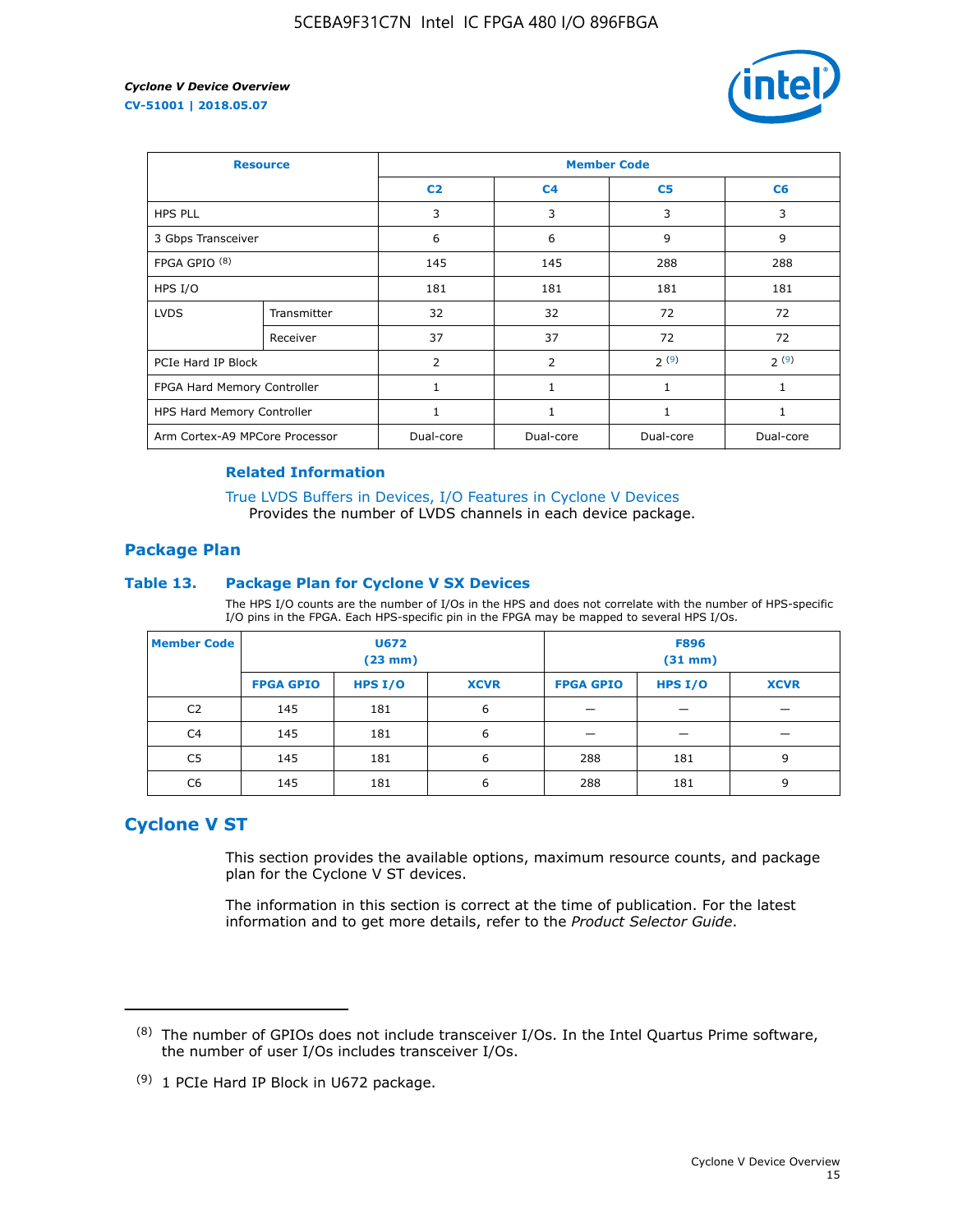| Resource | | Member Code | | | |
|---|---|---|---|---|---|
| | | C2 | C4 | C5 | C6 |
| HPS PLL | | 3 | 3 | 3 | 3 |
| 3 Gbps Transceiver | | 6 | 6 | 9 | 9 |
| FPGA GPIO (8) | | 145 | 145 | 288 | 288 |
| HPS I/O | | 181 | 181 | 181 | 181 |
| LVDS | Transmitter | 32 | 32 | 72 | 72 |
| | Receiver | 37 | 37 | 72 | 72 |
| PCIe Hard IP Block | | 2 | 2 | 2 (9) | 2 (9) |
| FPGA Hard Memory Controller | | 1 | 1 | 1 | 1 |
| HPS Hard Memory Controller | | 1 | 1 | 1 | 1 |
| Arm Cortex-A9 MPCore Processor | | Dual-core | Dual-core | Dual-core | Dual-core |

### Related Information

True LVDS Buffers in Devices, I/O Features in Cyclone V Devices
Provides the number of LVDS channels in each device package.

## Package Plan

### Table 13. Package Plan for Cyclone V SX Devices

The HPS I/O counts are the number of I/Os in the HPS and does not correlate with the number of HPS-specific I/O pins in the FPGA. Each HPS-specific pin in the FPGA may be mapped to several HPS I/Os.

| Member Code | U672 (23 mm) | | | F896 (31 mm) | | |
|---|---|---|---|---|---|---|
| | FPGA GPIO | HPS I/O | XCVR | FPGA GPIO | HPS I/O | XCVR |
| C2 | 145 | 181 | 6 | — | — | — |
| C4 | 145 | 181 | 6 | — | — | — |
| C5 | 145 | 181 | 6 | 288 | 181 | 9 |
| C6 | 145 | 181 | 6 | 288 | 181 | 9 |

## Cyclone V ST

This section provides the available options, maximum resource counts, and package plan for the Cyclone V ST devices.

The information in this section is correct at the time of publication. For the latest information and to get more details, refer to the *Product Selector Guide*.

(8) The number of GPIOs does not include transceiver I/Os. In the Intel Quartus Prime software, the number of user I/Os includes transceiver I/Os.

(9) 1 PCIe Hard IP Block in U672 package.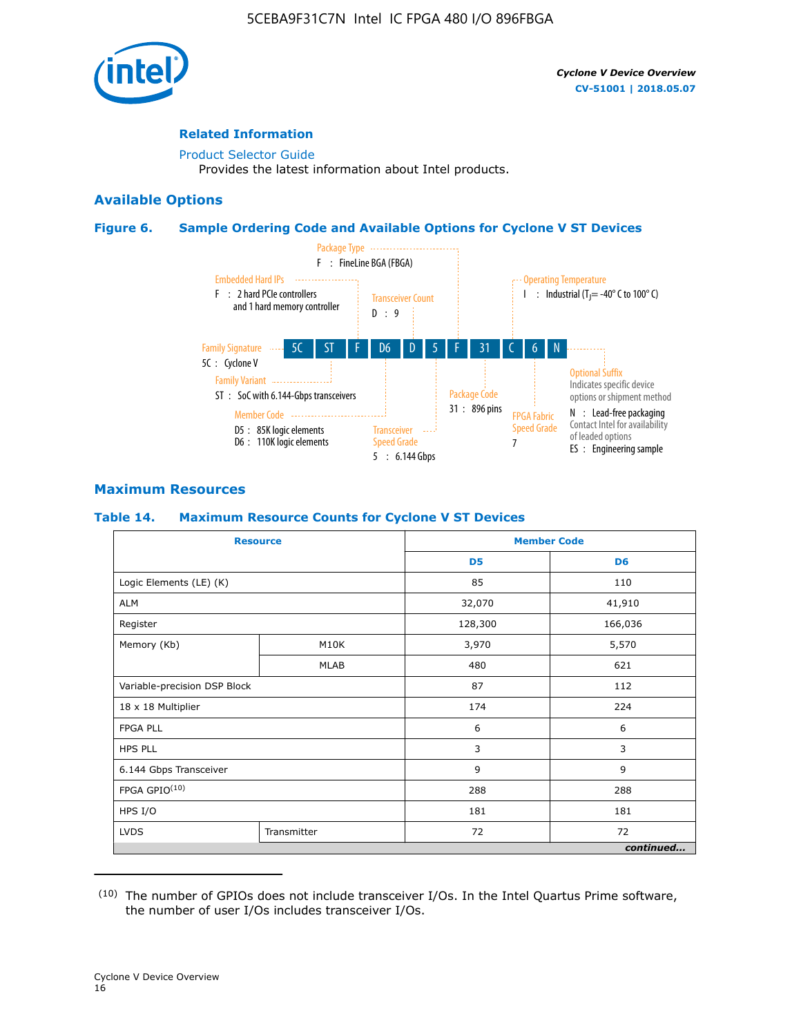## Related Information

Product Selector Guide
Provides the latest information about Intel products.

## Available Options

### Figure 6. Sample Ordering Code and Available Options for Cyclone V ST Devices

5C ST F D6 D 5 F 31 C 6 N

- Family Signature — 5C : Cyclone V
- Family Variant — ST : SoC with 6.144-Gbps transceivers
- Embedded Hard IPs — F : 2 hard PCIe controllers and 1 hard memory controller
- Member Code — D5 : 85K logic elements; D6 : 110K logic elements
- Transceiver Count — D : 9
- Transceiver Speed Grade — 5 : 6.144 Gbps
- Package Type — F : FineLine BGA (FBGA)
- Package Code — 31 : 896 pins
- Operating Temperature — I : Industrial ($T_J$ = -40° C to 100° C)
- FPGA Fabric Speed Grade — 7
- Optional Suffix — Indicates specific device options or shipment method. N : Lead-free packaging. Contact Intel for availability of leaded options. ES : Engineering sample

## Maximum Resources

### Table 14. Maximum Resource Counts for Cyclone V ST Devices

| Resource | | Member Code | |
|---|---|---|---|
| | | D5 | D6 |
| Logic Elements (LE) (K) | | 85 | 110 |
| ALM | | 32,070 | 41,910 |
| Register | | 128,300 | 166,036 |
| Memory (Kb) | M10K | 3,970 | 5,570 |
| | MLAB | 480 | 621 |
| Variable-precision DSP Block | | 87 | 112 |
| 18 x 18 Multiplier | | 174 | 224 |
| FPGA PLL | | 6 | 6 |
| HPS PLL | | 3 | 3 |
| 6.144 Gbps Transceiver | | 9 | 9 |
| FPGA GPIO[10] | | 288 | 288 |
| HPS I/O | | 181 | 181 |
| LVDS | Transmitter | 72 | 72 |

*continued...*

(10) The number of GPIOs does not include transceiver I/Os. In the Intel Quartus Prime software, the number of user I/Os includes transceiver I/Os.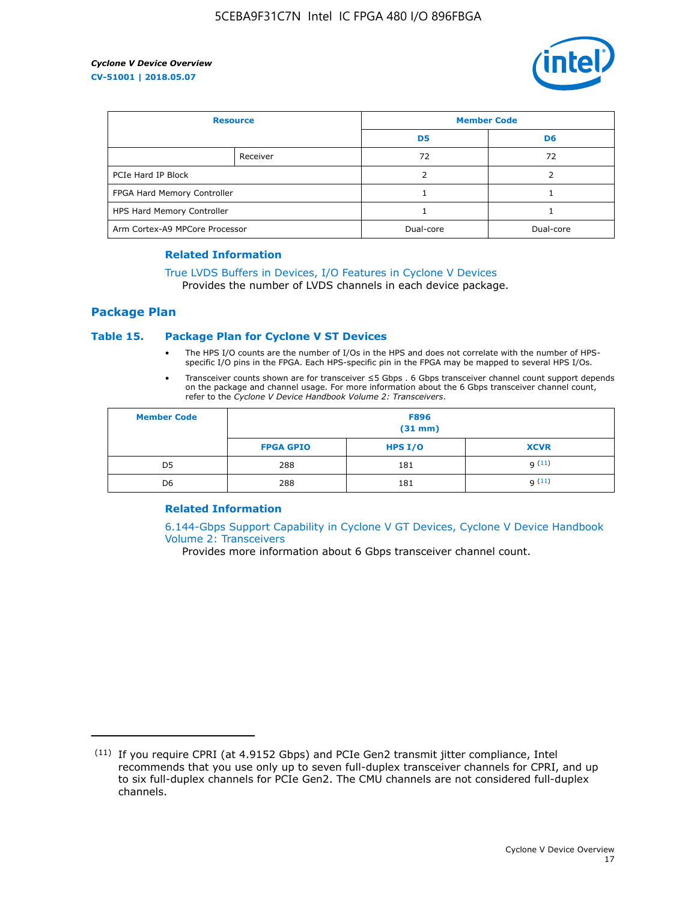| Resource | | Member Code | |
|---|---|---|---|
| | | D5 | D6 |
| | Receiver | 72 | 72 |
| PCIe Hard IP Block | | 2 | 2 |
| FPGA Hard Memory Controller | | 1 | 1 |
| HPS Hard Memory Controller | | 1 | 1 |
| Arm Cortex-A9 MPCore Processor | | Dual-core | Dual-core |

### Related Information

True LVDS Buffers in Devices, I/O Features in Cyclone V Devices
Provides the number of LVDS channels in each device package.

## Package Plan

### Table 15. Package Plan for Cyclone V ST Devices

- The HPS I/O counts are the number of I/Os in the HPS and does not correlate with the number of HPS-specific I/O pins in the FPGA. Each HPS-specific pin in the FPGA may be mapped to several HPS I/Os.
- Transceiver counts shown are for transceiver ≤5 Gbps . 6 Gbps transceiver channel count support depends on the package and channel usage. For more information about the 6 Gbps transceiver channel count, refer to the *Cyclone V Device Handbook Volume 2: Transceivers*.

| Member Code | F896 (31 mm) | | |
|---|---|---|---|
| | FPGA GPIO | HPS I/O | XCVR |
| D5 | 288 | 181 | 9 [11] |
| D6 | 288 | 181 | 9 [11] |

### Related Information

6.144-Gbps Support Capability in Cyclone V GT Devices, Cyclone V Device Handbook Volume 2: Transceivers
Provides more information about 6 Gbps transceiver channel count.

---

(11) If you require CPRI (at 4.9152 Gbps) and PCIe Gen2 transmit jitter compliance, Intel recommends that you use only up to seven full-duplex transceiver channels for CPRI, and up to six full-duplex channels for PCIe Gen2. The CMU channels are not considered full-duplex channels.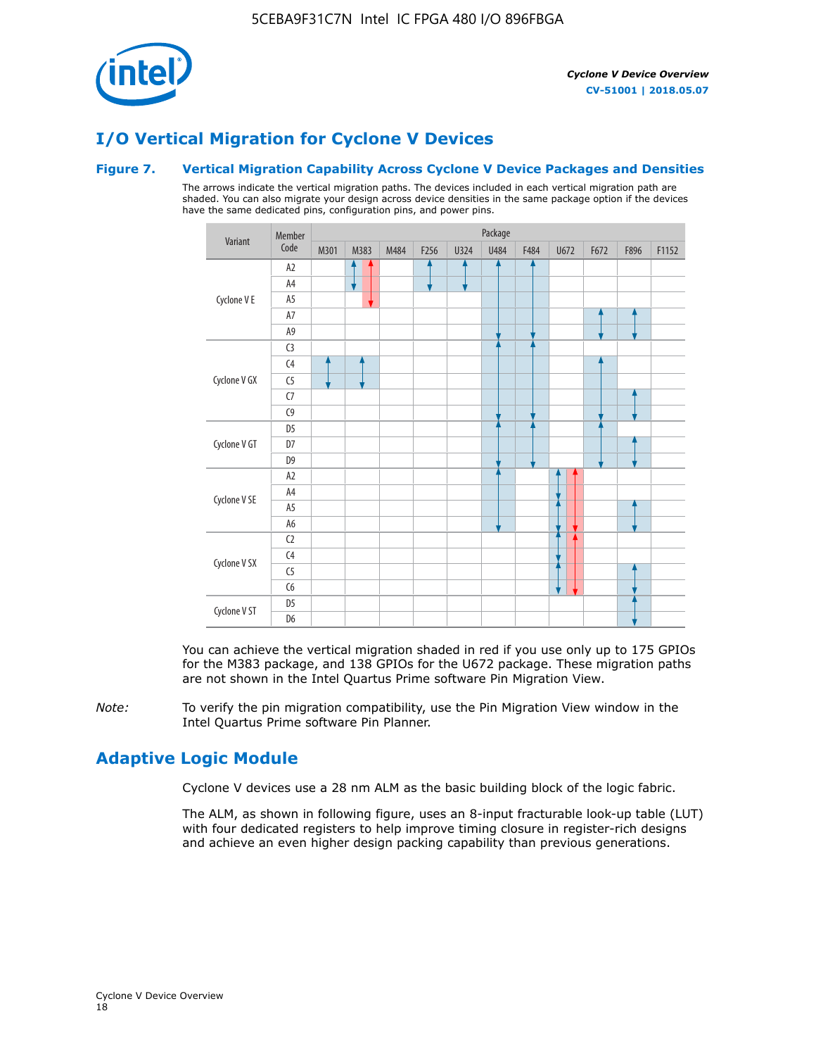# I/O Vertical Migration for Cyclone V Devices

### Figure 7. Vertical Migration Capability Across Cyclone V Device Packages and Densities

The arrows indicate the vertical migration paths. The devices included in each vertical migration path are shaded. You can also migrate your design across device densities in the same package option if the devices have the same dedicated pins, configuration pins, and power pins.

In the table below, ✓ marks a shaded cell and ✓ (red) marks a red-shaded cell.

| Variant | Member Code | M301 | M383 | M484 | F256 | U324 | U484 | F484 | U672 | F672 | F896 | F1152 |
|---|---|---|---|---|---|---|---|---|---|---|---|---|
| Cyclone V E | A2 | | ✓ / ✓ (red) | | ✓ | ✓ | ✓ | ✓ | | | | |
| | A4 | | ✓ / ✓ (red) | | ✓ | ✓ | ✓ | ✓ | | | | |
| | A5 | | ✓ (red) | | | | ✓ | ✓ | | | | |
| | A7 | | | | | | ✓ | ✓ | | ✓ | ✓ | |
| | A9 | | | | | | ✓ | ✓ | | ✓ | ✓ | |
| Cyclone V GX | C3 | | | | | | ✓ | ✓ | | | | |
| | C4 | ✓ | ✓ | | | | ✓ | ✓ | | ✓ | | |
| | C5 | ✓ | ✓ | | | | ✓ | ✓ | | ✓ | | |
| | C7 | | | | | | ✓ | ✓ | | ✓ | ✓ | |
| | C9 | | | | | | ✓ | ✓ | | ✓ | ✓ | |
| Cyclone V GT | D5 | | | | | | ✓ | ✓ | | ✓ | | |
| | D7 | | | | | | ✓ | ✓ | | ✓ | ✓ | |
| | D9 | | | | | | ✓ | ✓ | | ✓ | ✓ | |
| Cyclone V SE | A2 | | | | | | ✓ | | ✓ / ✓ (red) | | | |
| | A4 | | | | | | ✓ | | ✓ / ✓ (red) | | | |
| | A5 | | | | | | ✓ | | ✓ / ✓ (red) | | ✓ | |
| | A6 | | | | | | ✓ | | ✓ / ✓ (red) | | ✓ | |
| Cyclone V SX | C2 | | | | | | | | ✓ / ✓ (red) | | | |
| | C4 | | | | | | | | ✓ / ✓ (red) | | | |
| | C5 | | | | | | | | ✓ / ✓ (red) | | ✓ | |
| | C6 | | | | | | | | ✓ / ✓ (red) | | ✓ | |
| Cyclone V ST | D5 | | | | | | | | | | ✓ | |
| | D6 | | | | | | | | | | ✓ | |

You can achieve the vertical migration shaded in red if you use only up to 175 GPIOs for the M383 package, and 138 GPIOs for the U672 package. These migration paths are not shown in the Intel Quartus Prime software Pin Migration View.

*Note:* To verify the pin migration compatibility, use the Pin Migration View window in the Intel Quartus Prime software Pin Planner.

# Adaptive Logic Module

Cyclone V devices use a 28 nm ALM as the basic building block of the logic fabric.

The ALM, as shown in following figure, uses an 8-input fracturable look-up table (LUT) with four dedicated registers to help improve timing closure in register-rich designs and achieve an even higher design packing capability than previous generations.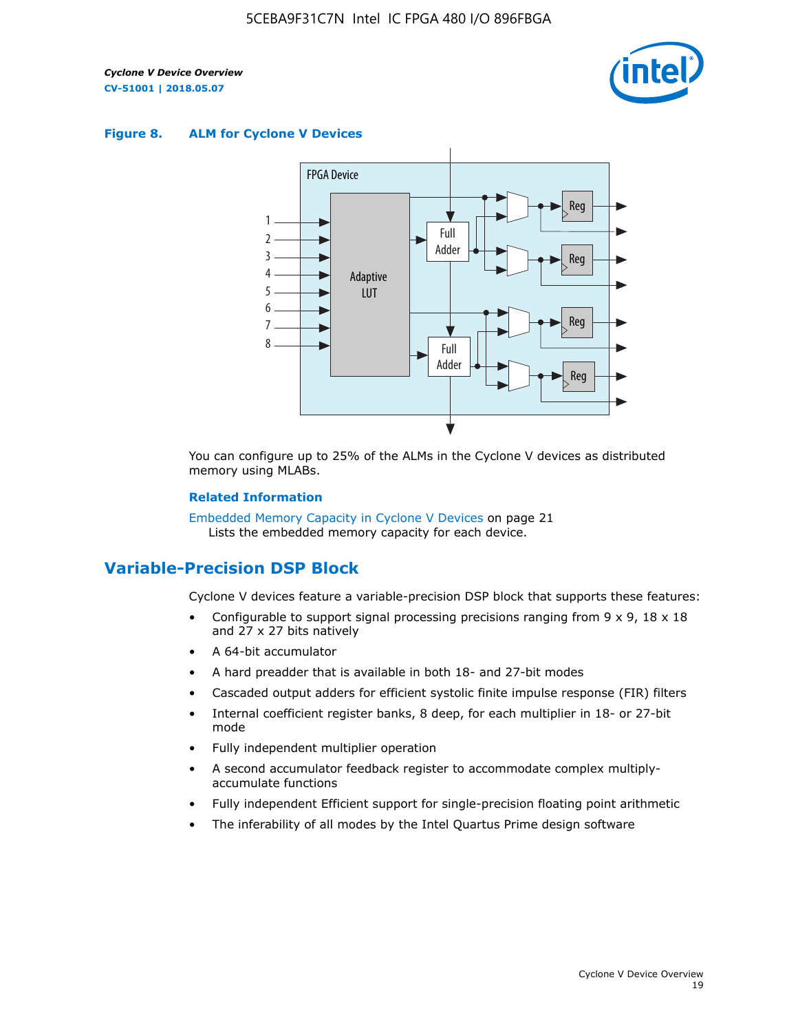**Figure 8. ALM for Cycline V Devices**

You can configure up to 25% of the ALMs in the Cyclone V devices as distributed memory using MLABs.

**Related Information**

Embedded Memory Capacity in Cyclone V Devices on page 21
Lists the embedded memory capacity for each device.

## Variable-Precision DSP Block

Cyclone V devices feature a variable-precision DSP block that supports these features:

- Configurable to support signal processing precisions ranging from 9 x 9, 18 x 18 and 27 x 27 bits natively
- A 64-bit accumulator
- A hard preadder that is available in both 18- and 27-bit modes
- Cascaded output adders for efficient systolic finite impulse response (FIR) filters
- Internal coefficient register banks, 8 deep, for each multiplier in 18- or 27-bit mode
- Fully independent multiplier operation
- A second accumulator feedback register to accommodate complex multiply-accumulate functions
- Fully independent Efficient support for single-precision floating point arithmetic
- The inferability of all modes by the Intel Quartus Prime design software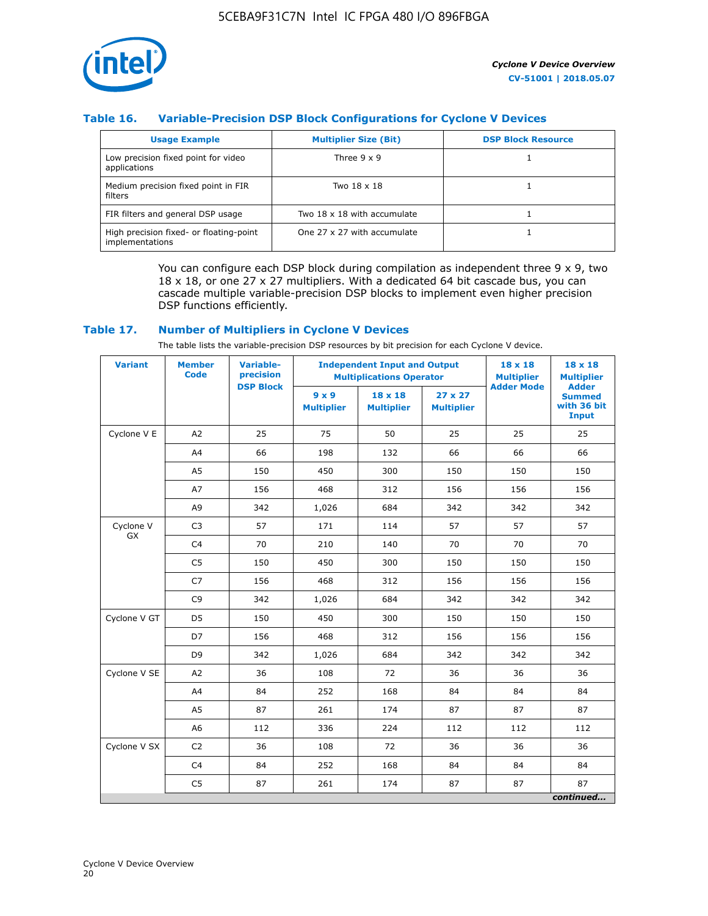### Table 16. Variable-Precision DSP Block Configurations for Cyclone V Devices

| Usage Example | Multiplier Size (Bit) | DSP Block Resource |
|---|---|---|
| Low precision fixed point for video applications | Three 9 x 9 | 1 |
| Medium precision fixed point in FIR filters | Two 18 x 18 | 1 |
| FIR filters and general DSP usage | Two 18 x 18 with accumulate | 1 |
| High precision fixed- or floating-point implementations | One 27 x 27 with accumulate | 1 |

You can configure each DSP block during compilation as independent three 9 x 9, two 18 x 18, or one 27 x 27 multipliers. With a dedicated 64 bit cascade bus, you can cascade multiple variable-precision DSP blocks to implement even higher precision DSP functions efficiently.

### Table 17. Number of Multipliers in Cyclone V Devices

The table lists the variable-precision DSP resources by bit precision for each Cyclone V device.

| Variant | Member Code | Variable-precision DSP Block | Independent Input and Output Multiplications Operator | | | 18 x 18 Multiplier Adder Mode | 18 x 18 Multiplier Adder Summed with 36 bit Input |
|---|---|---|---|---|---|---|---|
| | | | 9 x 9 Multiplier | 18 x 18 Multiplier | 27 x 27 Multiplier | | |
| Cyclone V E | A2 | 25 | 75 | 50 | 25 | 25 | 25 |
| | A4 | 66 | 198 | 132 | 66 | 66 | 66 |
| | A5 | 150 | 450 | 300 | 150 | 150 | 150 |
| | A7 | 156 | 468 | 312 | 156 | 156 | 156 |
| | A9 | 342 | 1,026 | 684 | 342 | 342 | 342 |
| Cyclone V GX | C3 | 57 | 171 | 114 | 57 | 57 | 57 |
| | C4 | 70 | 210 | 140 | 70 | 70 | 70 |
| | C5 | 150 | 450 | 300 | 150 | 150 | 150 |
| | C7 | 156 | 468 | 312 | 156 | 156 | 156 |
| | C9 | 342 | 1,026 | 684 | 342 | 342 | 342 |
| Cyclone V GT | D5 | 150 | 450 | 300 | 150 | 150 | 150 |
| | D7 | 156 | 468 | 312 | 156 | 156 | 156 |
| | D9 | 342 | 1,026 | 684 | 342 | 342 | 342 |
| Cyclone V SE | A2 | 36 | 108 | 72 | 36 | 36 | 36 |
| | A4 | 84 | 252 | 168 | 84 | 84 | 84 |
| | A5 | 87 | 261 | 174 | 87 | 87 | 87 |
| | A6 | 112 | 336 | 224 | 112 | 112 | 112 |
| Cyclone V SX | C2 | 36 | 108 | 72 | 36 | 36 | 36 |
| | C4 | 84 | 252 | 168 | 84 | 84 | 84 |
| | C5 | 87 | 261 | 174 | 87 | 87 | 87 |

*continued...*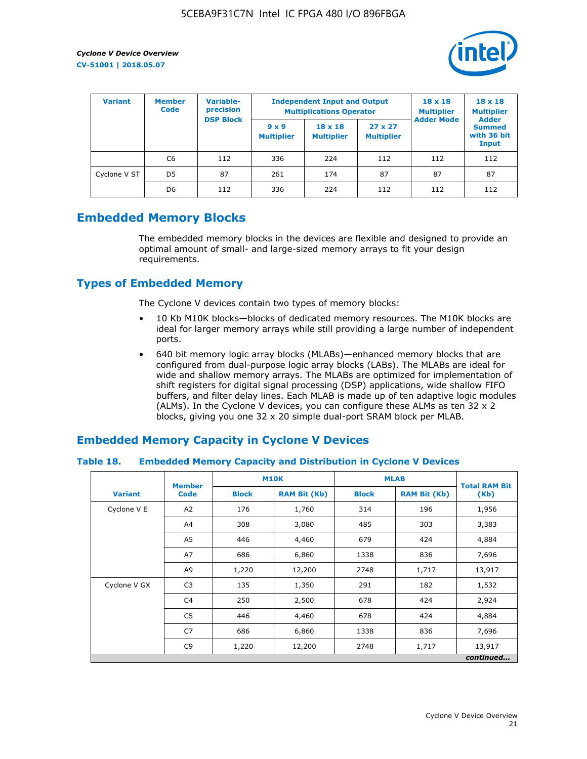| Variant | Member Code | Variable-precision DSP Block | Independent Input and Output Multiplications Operator | | | 18 x 18 Multiplier Adder Mode | 18 x 18 Multiplier Adder Summed with 36 bit Input |
|---|---|---|---|---|---|---|---|
| | | | 9 x 9 Multiplier | 18 x 18 Multiplier | 27 x 27 Multiplier | | |
| | C6 | 112 | 336 | 224 | 112 | 112 | 112 |
| Cyclone V ST | D5 | 87 | 261 | 174 | 87 | 87 | 87 |
| | D6 | 112 | 336 | 224 | 112 | 112 | 112 |

## Embedded Memory Blocks

The embedded memory blocks in the devices are flexible and designed to provide an optimal amount of small- and large-sized memory arrays to fit your design requirements.

## Types of Embedded Memory

The Cyclone V devices contain two types of memory blocks:

- 10 Kb M10K blocks—blocks of dedicated memory resources. The M10K blocks are ideal for larger memory arrays while still providing a large number of independent ports.
- 640 bit memory logic array blocks (MLABs)—enhanced memory blocks that are configured from dual-purpose logic array blocks (LABs). The MLABs are ideal for wide and shallow memory arrays. The MLABs are optimized for implementation of shift registers for digital signal processing (DSP) applications, wide shallow FIFO buffers, and filter delay lines. Each MLAB is made up of ten adaptive logic modules (ALMs). In the Cyclone V devices, you can configure these ALMs as ten 32 x 2 blocks, giving you one 32 x 20 simple dual-port SRAM block per MLAB.

## Embedded Memory Capacity in Cyclone V Devices

### Table 18. Embedded Memory Capacity and Distribution in Cyclone V Devices

| Variant | Member Code | M10K | | MLAB | | Total RAM Bit (Kb) |
|---|---|---|---|---|---|---|
| | | Block | RAM Bit (Kb) | Block | RAM Bit (Kb) | |
| Cyclone V E | A2 | 176 | 1,760 | 314 | 196 | 1,956 |
| | A4 | 308 | 3,080 | 485 | 303 | 3,383 |
| | A5 | 446 | 4,460 | 679 | 424 | 4,884 |
| | A7 | 686 | 6,860 | 1338 | 836 | 7,696 |
| | A9 | 1,220 | 12,200 | 2748 | 1,717 | 13,917 |
| Cyclone V GX | C3 | 135 | 1,350 | 291 | 182 | 1,532 |
| | C4 | 250 | 2,500 | 678 | 424 | 2,924 |
| | C5 | 446 | 4,460 | 678 | 424 | 4,884 |
| | C7 | 686 | 6,860 | 1338 | 836 | 7,696 |
| | C9 | 1,220 | 12,200 | 2748 | 1,717 | 13,917 |

*continued...*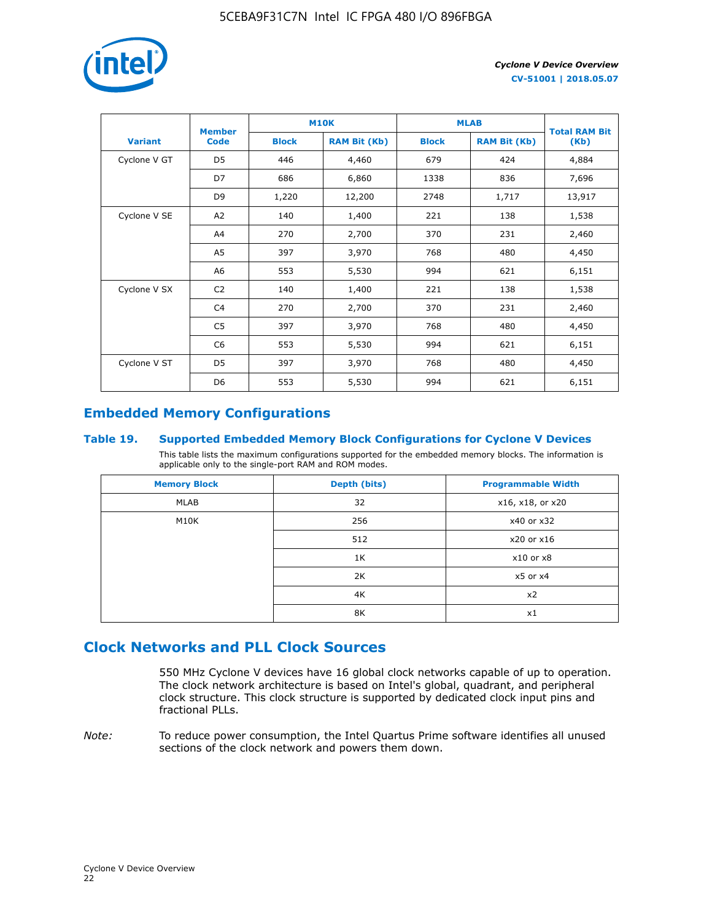| Variant | Member Code | M10K | | MLAB | | Total RAM Bit (Kb) |
|---|---|---|---|---|---|---|
| | | Block | RAM Bit (Kb) | Block | RAM Bit (Kb) | |
| Cyclone V GT | D5 | 446 | 4,460 | 679 | 424 | 4,884 |
| | D7 | 686 | 6,860 | 1338 | 836 | 7,696 |
| | D9 | 1,220 | 12,200 | 2748 | 1,717 | 13,917 |
| Cyclone V SE | A2 | 140 | 1,400 | 221 | 138 | 1,538 |
| | A4 | 270 | 2,700 | 370 | 231 | 2,460 |
| | A5 | 397 | 3,970 | 768 | 480 | 4,450 |
| | A6 | 553 | 5,530 | 994 | 621 | 6,151 |
| Cyclone V SX | C2 | 140 | 1,400 | 221 | 138 | 1,538 |
| | C4 | 270 | 2,700 | 370 | 231 | 2,460 |
| | C5 | 397 | 3,970 | 768 | 480 | 4,450 |
| | C6 | 553 | 5,530 | 994 | 621 | 6,151 |
| Cyclone V ST | D5 | 397 | 3,970 | 768 | 480 | 4,450 |
| | D6 | 553 | 5,530 | 994 | 621 | 6,151 |

## Embedded Memory Configurations

### Table 19. Supported Embedded Memory Block Configurations for Cyclone V Devices

This table lists the maximum configurations supported for the embedded memory blocks. The information is applicable only to the single-port RAM and ROM modes.

| Memory Block | Depth (bits) | Programmable Width |
|---|---|---|
| MLAB | 32 | x16, x18, or x20 |
| M10K | 256 | x40 or x32 |
| | 512 | x20 or x16 |
| | 1K | x10 or x8 |
| | 2K | x5 or x4 |
| | 4K | x2 |
| | 8K | x1 |

## Clock Networks and PLL Clock Sources

550 MHz Cyclone V devices have 16 global clock networks capable of up to operation. The clock network architecture is based on Intel's global, quadrant, and peripheral clock structure. This clock structure is supported by dedicated clock input pins and fractional PLLs.

*Note:* To reduce power consumption, the Intel Quartus Prime software identifies all unused sections of the clock network and powers them down.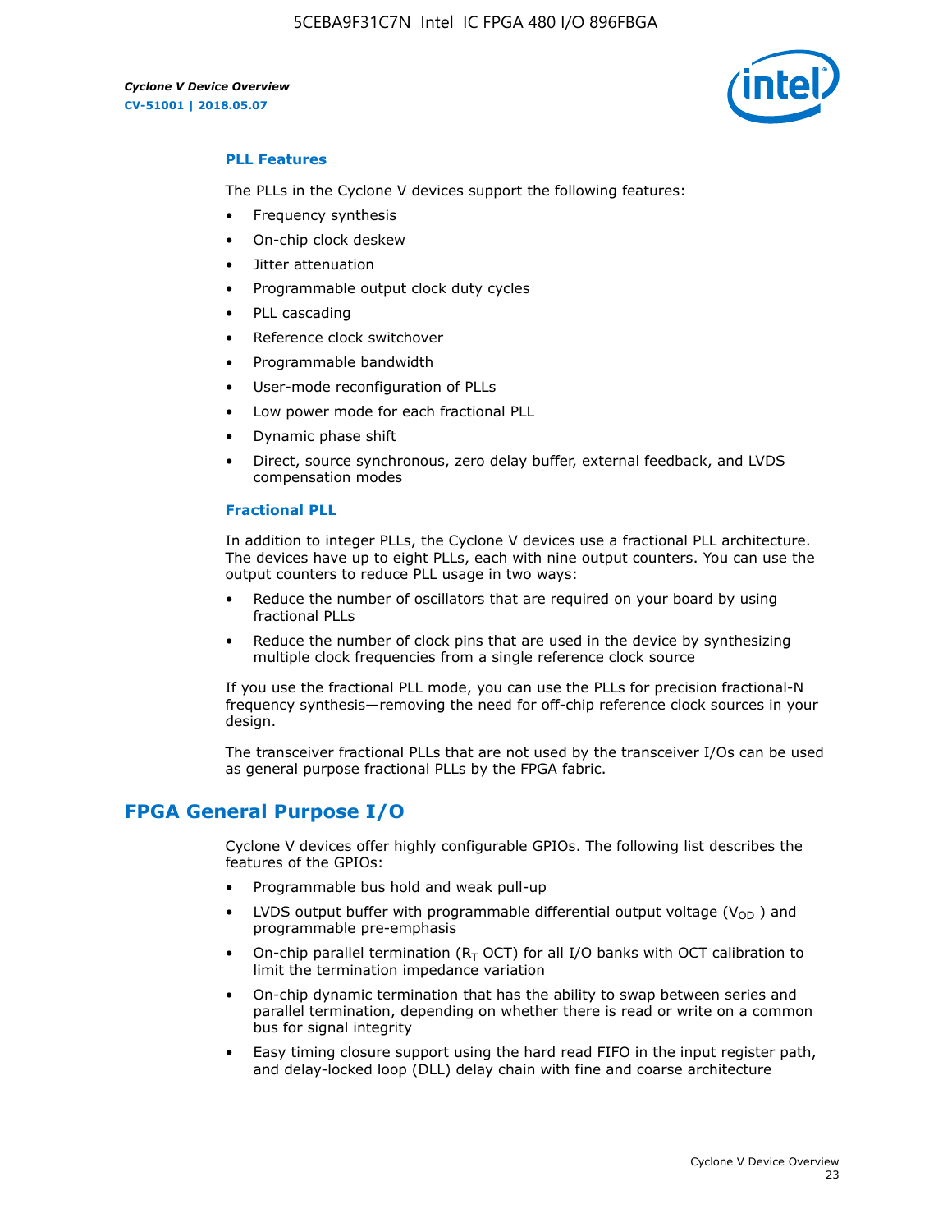### PLL Features

The PLLs in the Cyclone V devices support the following features:

- Frequency synthesis
- On-chip clock deskew
- Jitter attenuation
- Programmable output clock duty cycles
- PLL cascading
- Reference clock switchover
- Programmable bandwidth
- User-mode reconfiguration of PLLs
- Low power mode for each fractional PLL
- Dynamic phase shift
- Direct, source synchronous, zero delay buffer, external feedback, and LVDS compensation modes

### Fractional PLL

In addition to integer PLLs, the Cyclone V devices use a fractional PLL architecture. The devices have up to eight PLLs, each with nine output counters. You can use the output counters to reduce PLL usage in two ways:

- Reduce the number of oscillators that are required on your board by using fractional PLLs
- Reduce the number of clock pins that are used in the device by synthesizing multiple clock frequencies from a single reference clock source

If you use the fractional PLL mode, you can use the PLLs for precision fractional-N frequency synthesis—removing the need for off-chip reference clock sources in your design.

The transceiver fractional PLLs that are not used by the transceiver I/Os can be used as general purpose fractional PLLs by the FPGA fabric.

## FPGA General Purpose I/O

Cyclone V devices offer highly configurable GPIOs. The following list describes the features of the GPIOs:

- Programmable bus hold and weak pull-up
- LVDS output buffer with programmable differential output voltage ($V_{OD}$) and programmable pre-emphasis
- On-chip parallel termination ($R_T$ OCT) for all I/O banks with OCT calibration to limit the termination impedance variation
- On-chip dynamic termination that has the ability to swap between series and parallel termination, depending on whether there is read or write on a common bus for signal integrity
- Easy timing closure support using the hard read FIFO in the input register path, and delay-locked loop (DLL) delay chain with fine and coarse architecture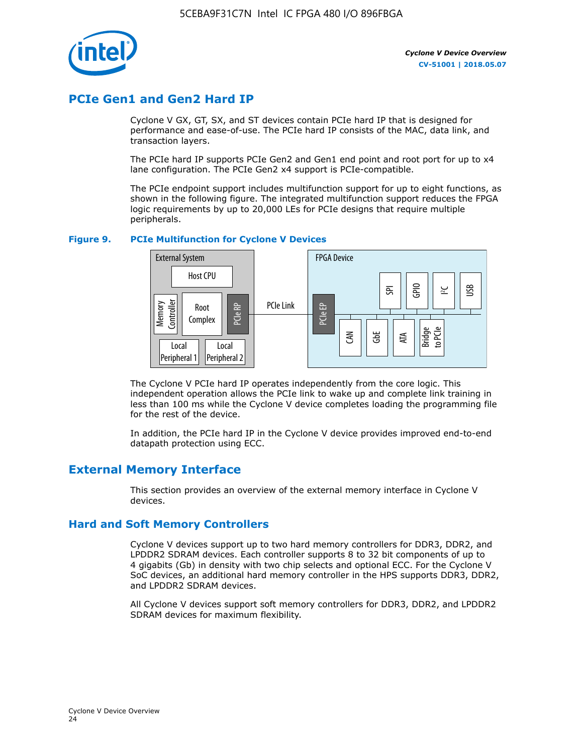## PCIe Gen1 and Gen2 Hard IP

Cyclone V GX, GT, SX, and ST devices contain PCIe hard IP that is designed for performance and ease-of-use. The PCIe hard IP consists of the MAC, data link, and transaction layers.

The PCIe hard IP supports PCIe Gen2 and Gen1 end point and root port for up to x4 lane configuration. The PCIe Gen2 x4 support is PCIe-compatible.

The PCIe endpoint support includes multifunction support for up to eight functions, as shown in the following figure. The integrated multifunction support reduces the FPGA logic requirements by up to 20,000 LEs for PCIe designs that require multiple peripherals.

**Figure 9. PCIe Multifunction for Cyclone V Devices**

The Cyclone V PCIe hard IP operates independently from the core logic. This independent operation allows the PCIe link to wake up and complete link training in less than 100 ms while the Cyclone V device completes loading the programming file for the rest of the device.

In addition, the PCIe hard IP in the Cyclone V device provides improved end-to-end datapath protection using ECC.

## External Memory Interface

This section provides an overview of the external memory interface in Cyclone V devices.

### Hard and Soft Memory Controllers

Cyclone V devices support up to two hard memory controllers for DDR3, DDR2, and LPDDR2 SDRAM devices. Each controller supports 8 to 32 bit components of up to 4 gigabits (Gb) in density with two chip selects and optional ECC. For the Cyclone V SoC devices, an additional hard memory controller in the HPS supports DDR3, DDR2, and LPDDR2 SDRAM devices.

All Cyclone V devices support soft memory controllers for DDR3, DDR2, and LPDDR2 SDRAM devices for maximum flexibility.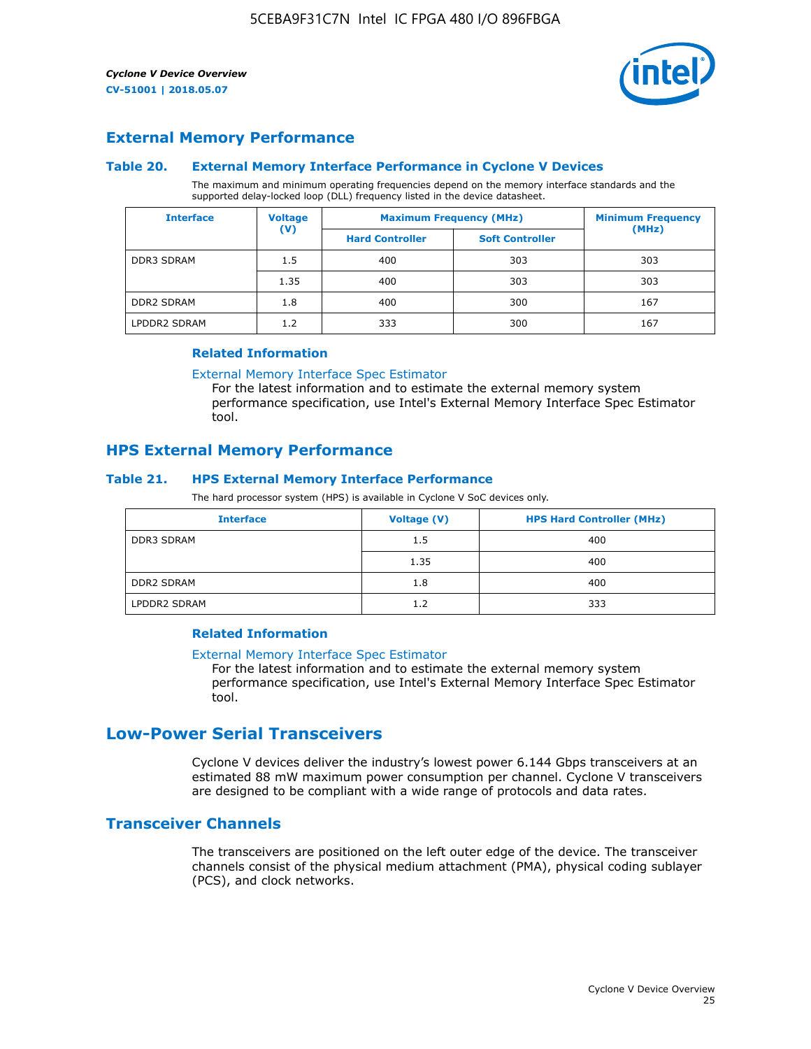## External Memory Performance

### Table 20. External Memory Interface Performance in Cyclone V Devices

The maximum and minimum operating frequencies depend on the memory interface standards and the supported delay-locked loop (DLL) frequency listed in the device datasheet.

| Interface | Voltage (V) | Maximum Frequency (MHz) | | Minimum Frequency (MHz) |
|---|---|---|---|---|
| | | Hard Controller | Soft Controller | |
| DDR3 SDRAM | 1.5 | 400 | 303 | 303 |
| | 1.35 | 400 | 303 | 303 |
| DDR2 SDRAM | 1.8 | 400 | 300 | 167 |
| LPDDR2 SDRAM | 1.2 | 333 | 300 | 167 |

#### Related Information

External Memory Interface Spec Estimator
For the latest information and to estimate the external memory system performance specification, use Intel's External Memory Interface Spec Estimator tool.

## HPS External Memory Performance

### Table 21. HPS External Memory Interface Performance

The hard processor system (HPS) is available in Cyclone V SoC devices only.

| Interface | Voltage (V) | HPS Hard Controller (MHz) |
|---|---|---|
| DDR3 SDRAM | 1.5 | 400 |
| | 1.35 | 400 |
| DDR2 SDRAM | 1.8 | 400 |
| LPDDR2 SDRAM | 1.2 | 333 |

#### Related Information

External Memory Interface Spec Estimator
For the latest information and to estimate the external memory system performance specification, use Intel's External Memory Interface Spec Estimator tool.

# Low-Power Serial Transceivers

Cyclone V devices deliver the industry's lowest power 6.144 Gbps transceivers at an estimated 88 mW maximum power consumption per channel. Cyclone V transceivers are designed to be compliant with a wide range of protocols and data rates.

## Transceiver Channels

The transceivers are positioned on the left outer edge of the device. The transceiver channels consist of the physical medium attachment (PMA), physical coding sublayer (PCS), and clock networks.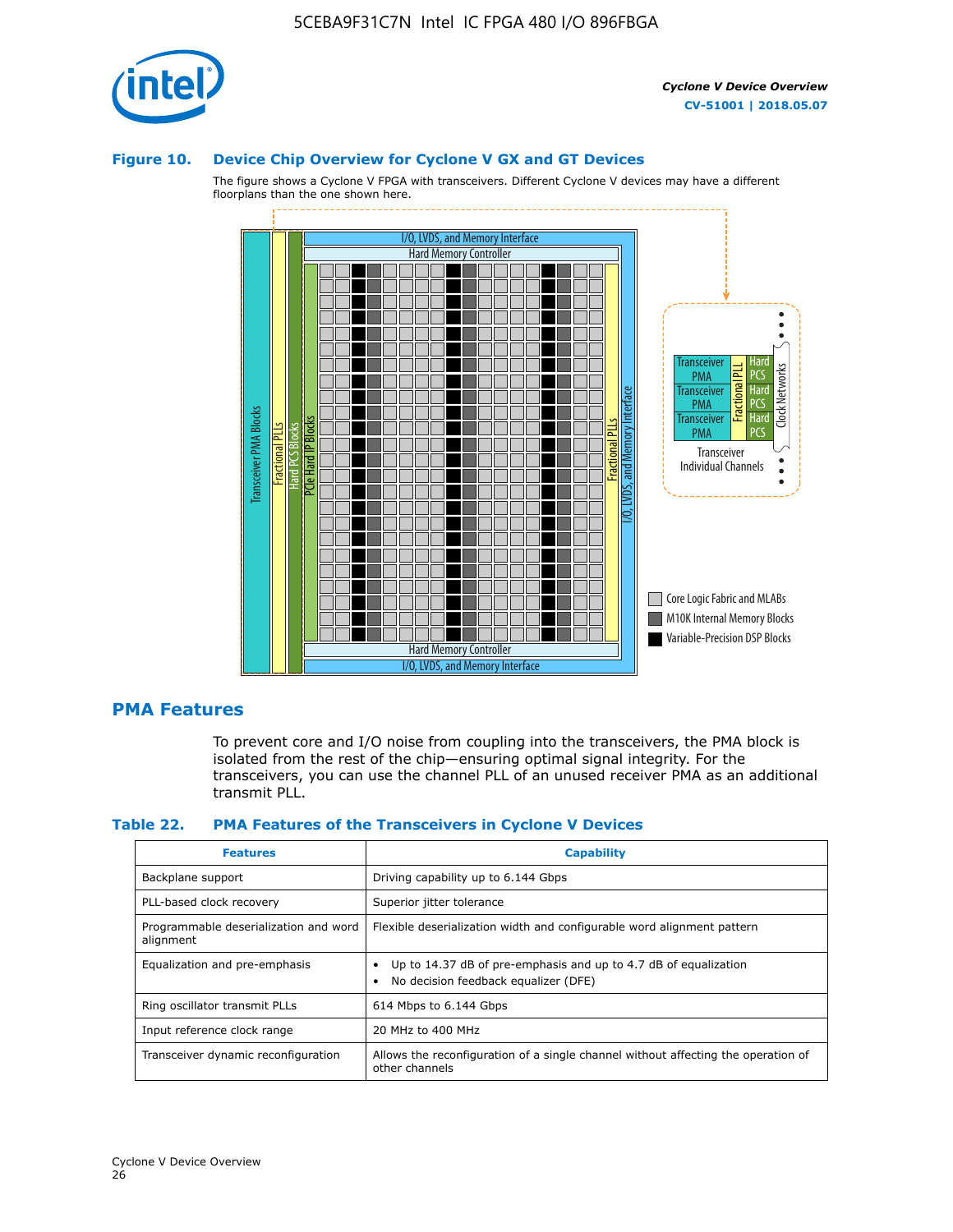### Figure 10. Device Chip Overview for Cyclone V GX and GT Devices

The figure shows a Cyclone V FPGA with transceivers. Different Cyclone V devices may have a different floorplans than the one shown here.

## PMA Features

To prevent core and I/O noise from coupling into the transceivers, the PMA block is isolated from the rest of the chip—ensuring optimal signal integrity. For the transceivers, you can use the channel PLL of an unused receiver PMA as an additional transmit PLL.

### Table 22. PMA Features of the Transceivers in Cyclone V Devices

| Features | Capability |
| --- | --- |
| Backplane support | Driving capability up to 6.144 Gbps |
| PLL-based clock recovery | Superior jitter tolerance |
| Programmable deserialization and word alignment | Flexible deserialization width and configurable word alignment pattern |
| Equalization and pre-emphasis | • Up to 14.37 dB of pre-emphasis and up to 4.7 dB of equalization<br>• No decision feedback equalizer (DFE) |
| Ring oscillator transmit PLLs | 614 Mbps to 6.144 Gbps |
| Input reference clock range | 20 MHz to 400 MHz |
| Transceiver dynamic reconfiguration | Allows the reconfiguration of a single channel without affecting the operation of other channels |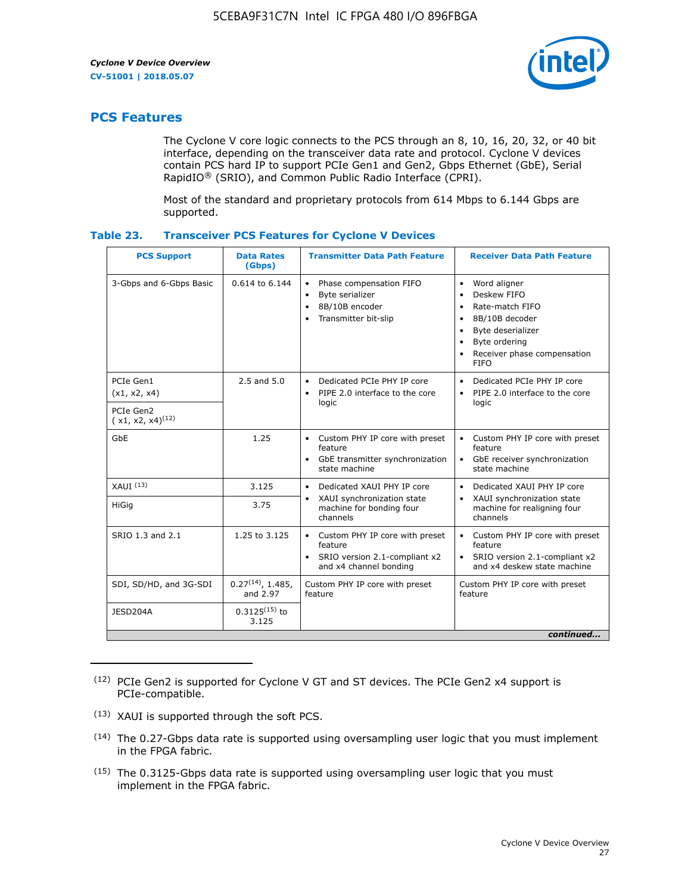## PCS Features

The Cyclone V core logic connects to the PCS through an 8, 10, 16, 20, 32, or 40 bit interface, depending on the transceiver data rate and protocol. Cyclone V devices contain PCS hard IP to support PCIe Gen1 and Gen2, Gbps Ethernet (GbE), Serial RapidIO® (SRIO), and Common Public Radio Interface (CPRI).

Most of the standard and proprietary protocols from 614 Mbps to 6.144 Gbps are supported.

### Table 23. Transceiver PCS Features for Cyclone V Devices

| PCS Support | Data Rates (Gbps) | Transmitter Data Path Feature | Receiver Data Path Feature |
|---|---|---|---|
| 3-Gbps and 6-Gbps Basic | 0.614 to 6.144 | • Phase compensation FIFO<br>• Byte serializer<br>• 8B/10B encoder<br>• Transmitter bit-slip | • Word aligner<br>• Deskew FIFO<br>• Rate-match FIFO<br>• 8B/10B decoder<br>• Byte deserializer<br>• Byte ordering<br>• Receiver phase compensation FIFO |
| PCIe Gen1 (x1, x2, x4) | 2.5 and 5.0 | • Dedicated PCIe PHY IP core<br>• PIPE 2.0 interface to the core logic | • Dedicated PCIe PHY IP core<br>• PIPE 2.0 interface to the core logic |
| PCIe Gen2 ( x1, x2, x4)[12] | | | |
| GbE | 1.25 | • Custom PHY IP core with preset feature<br>• GbE transmitter synchronization state machine | • Custom PHY IP core with preset feature<br>• GbE receiver synchronization state machine |
| XAUI [13] | 3.125 | • Dedicated XAUI PHY IP core<br>• XAUI synchronization state machine for bonding four channels | • Dedicated XAUI PHY IP core<br>• XAUI synchronization state machine for realigning four channels |
| HiGig | 3.75 | | |
| SRIO 1.3 and 2.1 | 1.25 to 3.125 | • Custom PHY IP core with preset feature<br>• SRIO version 2.1-compliant x2 and x4 channel bonding | • Custom PHY IP core with preset feature<br>• SRIO version 2.1-compliant x2 and x4 deskew state machine |
| SDI, SD/HD, and 3G-SDI | 0.27[14], 1.485, and 2.97 | Custom PHY IP core with preset feature | Custom PHY IP core with preset feature |
| JESD204A | 0.3125[15] to 3.125 | | |

*continued...*

(12) PCIe Gen2 is supported for Cyclone V GT and ST devices. The PCIe Gen2 x4 support is PCIe-compatible.

(13) XAUI is supported through the soft PCS.

(14) The 0.27-Gbps data rate is supported using oversampling user logic that you must implement in the FPGA fabric.

(15) The 0.3125-Gbps data rate is supported using oversampling user logic that you must implement in the FPGA fabric.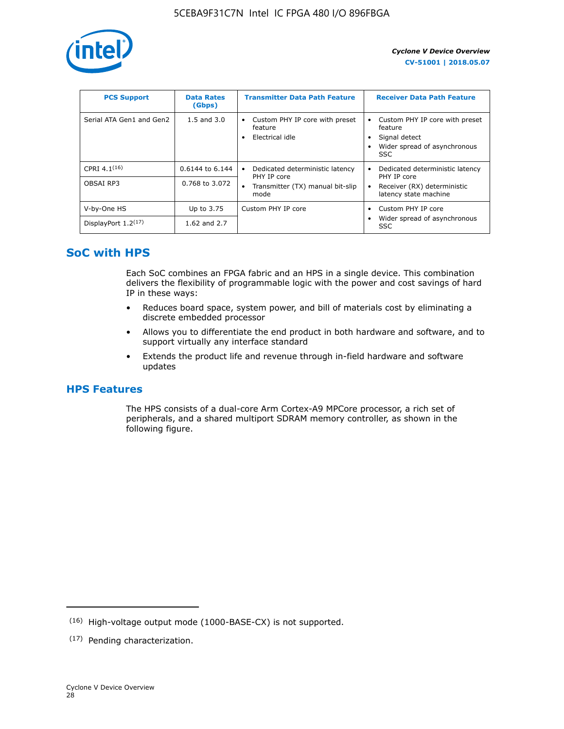| PCS Support | Data Rates (Gbps) | Transmitter Data Path Feature | Receiver Data Path Feature |
| --- | --- | --- | --- |
| Serial ATA Gen1 and Gen2 | 1.5 and 3.0 | • Custom PHY IP core with preset feature<br>• Electrical idle | • Custom PHY IP core with preset feature<br>• Signal detect<br>• Wider spread of asynchronous SSC |
| CPRI 4.1[16] | 0.6144 to 6.144 | • Dedicated deterministic latency PHY IP core<br>• Transmitter (TX) manual bit-slip mode | • Dedicated deterministic latency PHY IP core<br>• Receiver (RX) deterministic latency state machine |
| OBSAI RP3 | 0.768 to 3.072 | | |
| V-by-One HS | Up to 3.75 | Custom PHY IP core | • Custom PHY IP core<br>• Wider spread of asynchronous SSC |
| DisplayPort 1.2[17] | 1.62 and 2.7 | | |

## SoC with HPS

Each SoC combines an FPGA fabric and an HPS in a single device. This combination delivers the flexibility of programmable logic with the power and cost savings of hard IP in these ways:

- Reduces board space, system power, and bill of materials cost by eliminating a discrete embedded processor
- Allows you to differentiate the end product in both hardware and software, and to support virtually any interface standard
- Extends the product life and revenue through in-field hardware and software updates

## HPS Features

The HPS consists of a dual-core Arm Cortex-A9 MPCore processor, a rich set of peripherals, and a shared multiport SDRAM memory controller, as shown in the following figure.

(16) High-voltage output mode (1000-BASE-CX) is not supported.

(17) Pending characterization.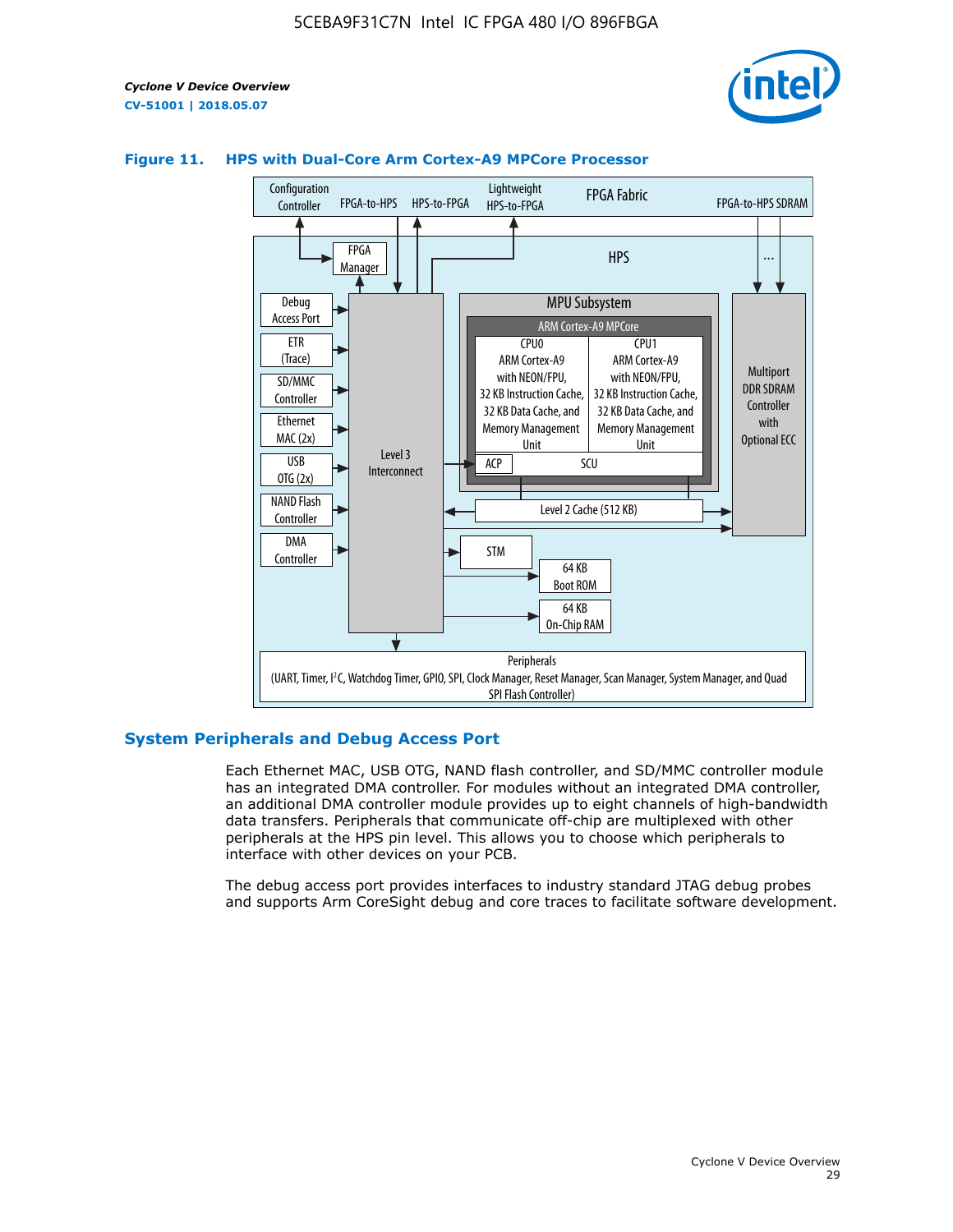**Figure 11. HPS with Dual-Core Arm Cortex-A9 MPCore Processor**

## System Peripherals and Debug Access Port

Each Ethernet MAC, USB OTG, NAND flash controller, and SD/MMC controller module has an integrated DMA controller. For modules without an integrated DMA controller, an additional DMA controller module provides up to eight channels of high-bandwidth data transfers. Peripherals that communicate off-chip are multiplexed with other peripherals at the HPS pin level. This allows you to choose which peripherals to interface with other devices on your PCB.

The debug access port provides interfaces to industry standard JTAG debug probes and supports Arm CoreSight debug and core traces to facilitate software development.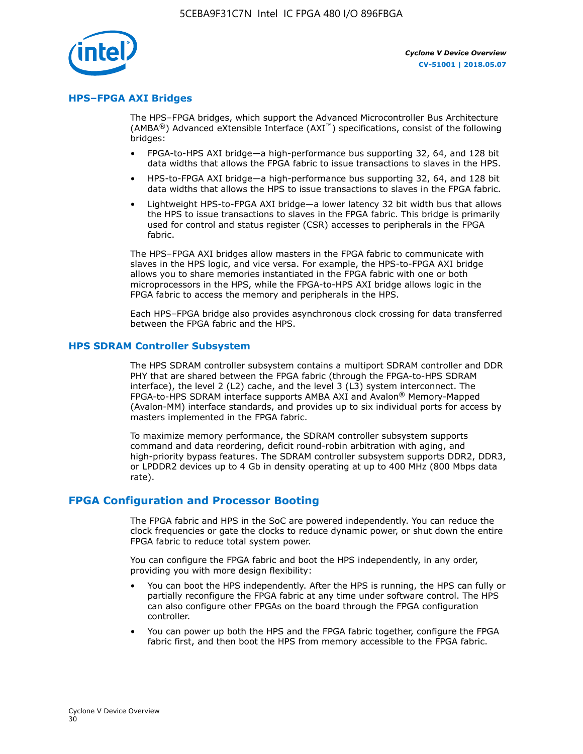## HPS–FPGA AXI Bridges

The HPS–FPGA bridges, which support the Advanced Microcontroller Bus Architecture (AMBA®) Advanced eXtensible Interface (AXI™) specifications, consist of the following bridges:

- FPGA-to-HPS AXI bridge—a high-performance bus supporting 32, 64, and 128 bit data widths that allows the FPGA fabric to issue transactions to slaves in the HPS.
- HPS-to-FPGA AXI bridge—a high-performance bus supporting 32, 64, and 128 bit data widths that allows the HPS to issue transactions to slaves in the FPGA fabric.
- Lightweight HPS-to-FPGA AXI bridge—a lower latency 32 bit width bus that allows the HPS to issue transactions to slaves in the FPGA fabric. This bridge is primarily used for control and status register (CSR) accesses to peripherals in the FPGA fabric.

The HPS–FPGA AXI bridges allow masters in the FPGA fabric to communicate with slaves in the HPS logic, and vice versa. For example, the HPS-to-FPGA AXI bridge allows you to share memories instantiated in the FPGA fabric with one or both microprocessors in the HPS, while the FPGA-to-HPS AXI bridge allows logic in the FPGA fabric to access the memory and peripherals in the HPS.

Each HPS–FPGA bridge also provides asynchronous clock crossing for data transferred between the FPGA fabric and the HPS.

## HPS SDRAM Controller Subsystem

The HPS SDRAM controller subsystem contains a multiport SDRAM controller and DDR PHY that are shared between the FPGA fabric (through the FPGA-to-HPS SDRAM interface), the level 2 (L2) cache, and the level 3 (L3) system interconnect. The FPGA-to-HPS SDRAM interface supports AMBA AXI and Avalon® Memory-Mapped (Avalon-MM) interface standards, and provides up to six individual ports for access by masters implemented in the FPGA fabric.

To maximize memory performance, the SDRAM controller subsystem supports command and data reordering, deficit round-robin arbitration with aging, and high-priority bypass features. The SDRAM controller subsystem supports DDR2, DDR3, or LPDDR2 devices up to 4 Gb in density operating at up to 400 MHz (800 Mbps data rate).

# FPGA Configuration and Processor Booting

The FPGA fabric and HPS in the SoC are powered independently. You can reduce the clock frequencies or gate the clocks to reduce dynamic power, or shut down the entire FPGA fabric to reduce total system power.

You can configure the FPGA fabric and boot the HPS independently, in any order, providing you with more design flexibility:

- You can boot the HPS independently. After the HPS is running, the HPS can fully or partially reconfigure the FPGA fabric at any time under software control. The HPS can also configure other FPGAs on the board through the FPGA configuration controller.
- You can power up both the HPS and the FPGA fabric together, configure the FPGA fabric first, and then boot the HPS from memory accessible to the FPGA fabric.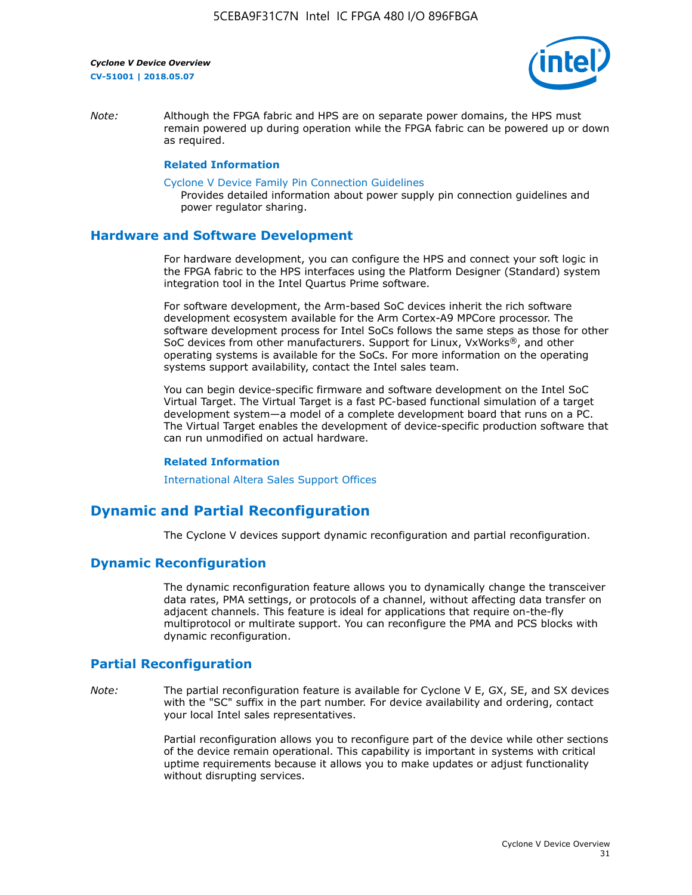*Note:* Although the FPGA fabric and HPS are on separate power domains, the HPS must remain powered up during operation while the FPGA fabric can be powered up or down as required.

**Related Information**

Cyclone V Device Family Pin Connection Guidelines
Provides detailed information about power supply pin connection guidelines and power regulator sharing.

## Hardware and Software Development

For hardware development, you can configure the HPS and connect your soft logic in the FPGA fabric to the HPS interfaces using the Platform Designer (Standard) system integration tool in the Intel Quartus Prime software.

For software development, the Arm-based SoC devices inherit the rich software development ecosystem available for the Arm Cortex-A9 MPCore processor. The software development process for Intel SoCs follows the same steps as those for other SoC devices from other manufacturers. Support for Linux, VxWorks®, and other operating systems is available for the SoCs. For more information on the operating systems support availability, contact the Intel sales team.

You can begin device-specific firmware and software development on the Intel SoC Virtual Target. The Virtual Target is a fast PC-based functional simulation of a target development system—a model of a complete development board that runs on a PC. The Virtual Target enables the development of device-specific production software that can run unmodified on actual hardware.

**Related Information**

International Altera Sales Support Offices

# Dynamic and Partial Reconfiguration

The Cyclone V devices support dynamic reconfiguration and partial reconfiguration.

## Dynamic Reconfiguration

The dynamic reconfiguration feature allows you to dynamically change the transceiver data rates, PMA settings, or protocols of a channel, without affecting data transfer on adjacent channels. This feature is ideal for applications that require on-the-fly multiprotocol or multirate support. You can reconfigure the PMA and PCS blocks with dynamic reconfiguration.

## Partial Reconfiguration

*Note:* The partial reconfiguration feature is available for Cyclone V E, GX, SE, and SX devices with the "SC" suffix in the part number. For device availability and ordering, contact your local Intel sales representatives.

Partial reconfiguration allows you to reconfigure part of the device while other sections of the device remain operational. This capability is important in systems with critical uptime requirements because it allows you to make updates or adjust functionality without disrupting services.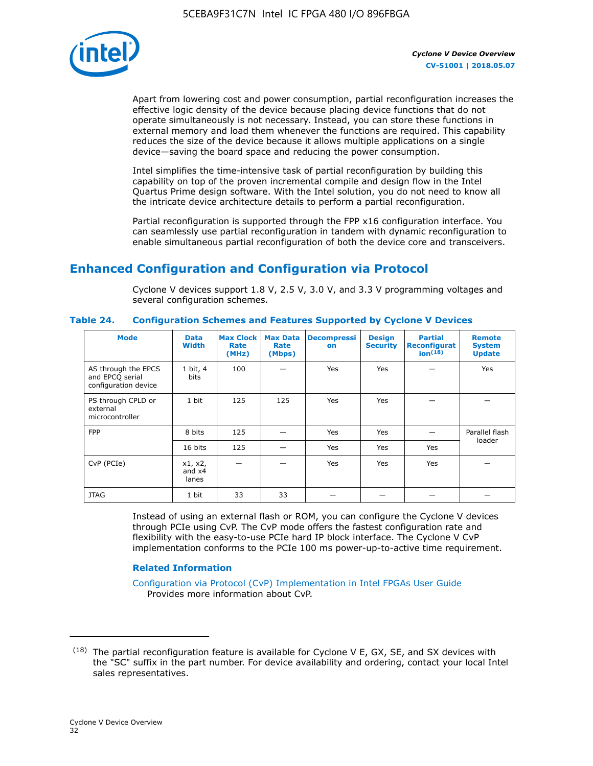Apart from lowering cost and power consumption, partial reconfiguration increases the effective logic density of the device because placing device functions that do not operate simultaneously is not necessary. Instead, you can store these functions in external memory and load them whenever the functions are required. This capability reduces the size of the device because it allows multiple applications on a single device—saving the board space and reducing the power consumption.

Intel simplifies the time-intensive task of partial reconfiguration by building this capability on top of the proven incremental compile and design flow in the Intel Quartus Prime design software. With the Intel solution, you do not need to know all the intricate device architecture details to perform a partial reconfiguration.

Partial reconfiguration is supported through the FPP x16 configuration interface. You can seamlessly use partial reconfiguration in tandem with dynamic reconfiguration to enable simultaneous partial reconfiguration of both the device core and transceivers.

## Enhanced Configuration and Configuration via Protocol

Cyclone V devices support 1.8 V, 2.5 V, 3.0 V, and 3.3 V programming voltages and several configuration schemes.

**Table 24. Configuration Schemes and Features Supported by Cyclone V Devices**

| Mode | Data Width | Max Clock Rate (MHz) | Max Data Rate (Mbps) | Decompression | Design Security | Partial Reconfiguration[18] | Remote System Update |
|---|---|---|---|---|---|---|---|
| AS through the EPCS and EPCQ serial configuration device | 1 bit, 4 bits | 100 | — | Yes | Yes | — | Yes |
| PS through CPLD or external microcontroller | 1 bit | 125 | 125 | Yes | Yes | — | — |
| FPP | 8 bits | 125 | — | Yes | Yes | — | Parallel flash loader |
| | 16 bits | 125 | — | Yes | Yes | Yes | |
| CvP (PCIe) | x1, x2, and x4 lanes | — | — | Yes | Yes | Yes | — |
| JTAG | 1 bit | 33 | 33 | — | — | — | — |

Instead of using an external flash or ROM, you can configure the Cyclone V devices through PCIe using CvP. The CvP mode offers the fastest configuration rate and flexibility with the easy-to-use PCIe hard IP block interface. The Cyclone V CvP implementation conforms to the PCIe 100 ms power-up-to-active time requirement.

#### Related Information

Configuration via Protocol (CvP) Implementation in Intel FPGAs User Guide
Provides more information about CvP.

---

(18) The partial reconfiguration feature is available for Cyclone V E, GX, SE, and SX devices with the "SC" suffix in the part number. For device availability and ordering, contact your local Intel sales representatives.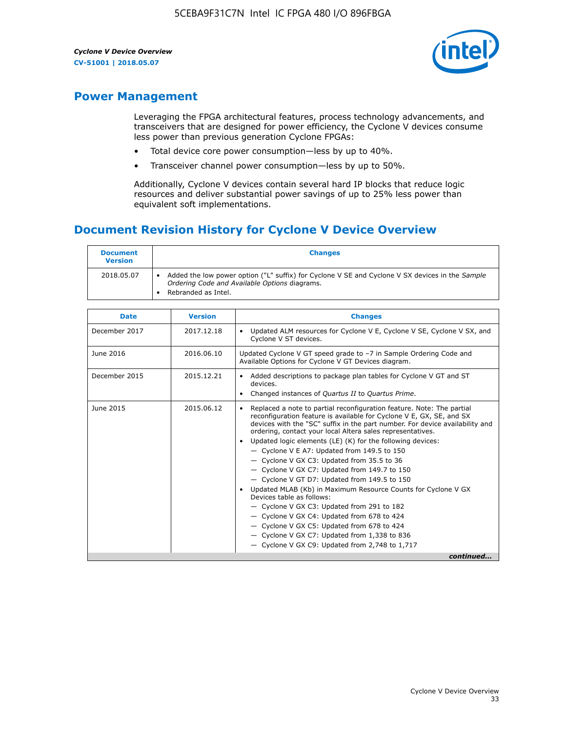## Power Management

Leveraging the FPGA architectural features, process technology advancements, and transceivers that are designed for power efficiency, the Cyclone V devices consume less power than previous generation Cyclone FPGAs:

- Total device core power consumption—less by up to 40%.
- Transceiver channel power consumption—less by up to 50%.

Additionally, Cyclone V devices contain several hard IP blocks that reduce logic resources and deliver substantial power savings of up to 25% less power than equivalent soft implementations.

## Document Revision History for Cyclone V Device Overview

| Document Version | Changes |
| --- | --- |
| 2018.05.07 | • Added the low power option ("L" suffix) for Cyclone V SE and Cyclone V SX devices in the *Sample Ordering Code and Available Options* diagrams.<br>• Rebranded as Intel. |

| Date | Version | Changes |
| --- | --- | --- |
| December 2017 | 2017.12.18 | • Updated ALM resources for Cyclone V E, Cyclone V SE, Cyclone V SX, and Cyclone V ST devices. |
| June 2016 | 2016.06.10 | Updated Cyclone V GT speed grade to –7 in Sample Ordering Code and Available Options for Cyclone V GT Devices diagram. |
| December 2015 | 2015.12.21 | • Added descriptions to package plan tables for Cyclone V GT and ST devices.<br>• Changed instances of *Quartus II* to *Quartus Prime*. |
| June 2015 | 2015.06.12 | • Replaced a note to partial reconfiguration feature. Note: The partial reconfiguration feature is available for Cyclone V E, GX, SE, and SX devices with the "SC" suffix in the part number. For device availability and ordering, contact your local Altera sales representatives.<br>• Updated logic elements (LE) (K) for the following devices:<br>— Cyclone V E A7: Updated from 149.5 to 150<br>— Cyclone V GX C3: Updated from 35.5 to 36<br>— Cyclone V GX C7: Updated from 149.7 to 150<br>— Cyclone V GT D7: Updated from 149.5 to 150<br>• Updated MLAB (Kb) in Maximum Resource Counts for Cyclone V GX Devices table as follows:<br>— Cyclone V GX C3: Updated from 291 to 182<br>— Cyclone V GX C4: Updated from 678 to 424<br>— Cyclone V GX C5: Updated from 678 to 424<br>— Cyclone V GX C7: Updated from 1,338 to 836<br>— Cyclone V GX C9: Updated from 2,748 to 1,717 |

*continued...*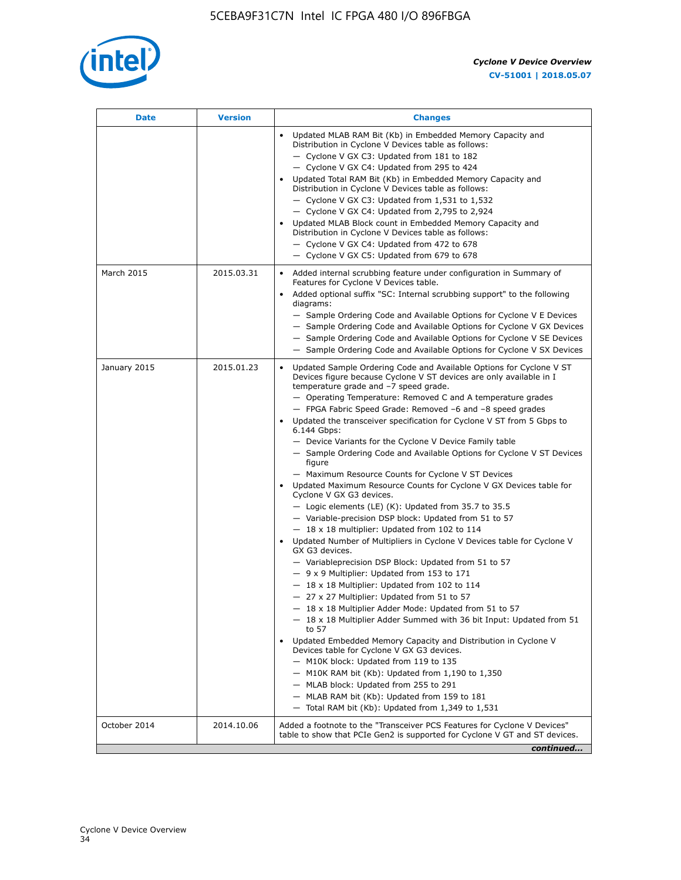| Date | Version | Changes |
|---|---|---|
| | | • Updated MLAB RAM Bit (Kb) in Embedded Memory Capacity and Distribution in Cyclone V Devices table as follows:<br>— Cyclone V GX C3: Updated from 181 to 182<br>— Cyclone V GX C4: Updated from 295 to 424<br>• Updated Total RAM Bit (Kb) in Embedded Memory Capacity and Distribution in Cyclone V Devices table as follows:<br>— Cyclone V GX C3: Updated from 1,531 to 1,532<br>— Cyclone V GX C4: Updated from 2,795 to 2,924<br>• Updated MLAB Block count in Embedded Memory Capacity and Distribution in Cyclone V Devices table as follows:<br>— Cyclone V GX C4: Updated from 472 to 678<br>— Cyclone V GX C5: Updated from 679 to 678 |
| March 2015 | 2015.03.31 | • Added internal scrubbing feature under configuration in Summary of Features for Cyclone V Devices table.<br>• Added optional suffix "SC: Internal scrubbing support" to the following diagrams:<br>— Sample Ordering Code and Available Options for Cyclone V E Devices<br>— Sample Ordering Code and Available Options for Cyclone V GX Devices<br>— Sample Ordering Code and Available Options for Cyclone V SE Devices<br>— Sample Ordering Code and Available Options for Cyclone V SX Devices |
| January 2015 | 2015.01.23 | • Updated Sample Ordering Code and Available Options for Cyclone V ST Devices figure because Cyclone V ST devices are only available in I temperature grade and −7 speed grade.<br>— Operating Temperature: Removed C and A temperature grades<br>— FPGA Fabric Speed Grade: Removed −6 and −8 speed grades<br>• Updated the transceiver specification for Cyclone V ST from 5 Gbps to 6.144 Gbps:<br>— Device Variants for the Cyclone V Device Family table<br>— Sample Ordering Code and Available Options for Cyclone V ST Devices figure<br>— Maximum Resource Counts for Cyclone V ST Devices<br>• Updated Maximum Resource Counts for Cyclone V GX Devices table for Cyclone V GX G3 devices.<br>— Logic elements (LE) (K): Updated from 35.7 to 35.5<br>— Variable-precision DSP block: Updated from 51 to 57<br>— 18 x 18 multiplier: Updated from 102 to 114<br>• Updated Number of Multipliers in Cyclone V Devices table for Cyclone V GX G3 devices.<br>— Variableprecision DSP Block: Updated from 51 to 57<br>— 9 x 9 Multiplier: Updated from 153 to 171<br>— 18 x 18 Multiplier: Updated from 102 to 114<br>— 27 x 27 Multiplier: Updated from 51 to 57<br>— 18 x 18 Multiplier Adder Mode: Updated from 51 to 57<br>— 18 x 18 Multiplier Adder Summed with 36 bit Input: Updated from 51 to 57<br>• Updated Embedded Memory Capacity and Distribution in Cyclone V Devices table for Cyclone V GX G3 devices.<br>— M10K block: Updated from 119 to 135<br>— M10K RAM bit (Kb): Updated from 1,190 to 1,350<br>— MLAB block: Updated from 255 to 291<br>— MLAB RAM bit (Kb): Updated from 159 to 181<br>— Total RAM bit (Kb): Updated from 1,349 to 1,531 |
| October 2014 | 2014.10.06 | Added a footnote to the "Transceiver PCS Features for Cyclone V Devices" table to show that PCIe Gen2 is supported for Cyclone V GT and ST devices. |

*continued...*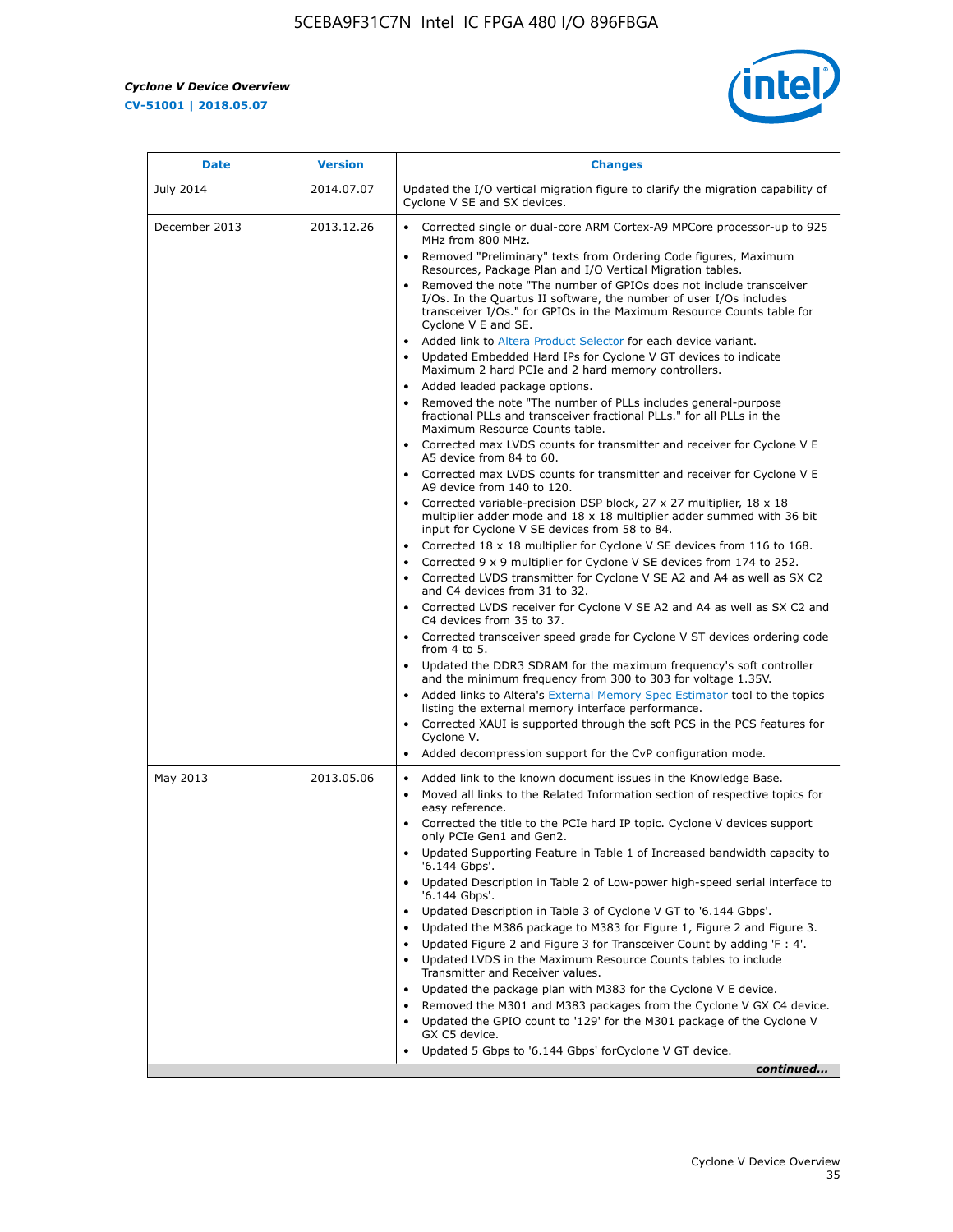| Date | Version | Changes |
| --- | --- | --- |
| July 2014 | 2014.07.07 | Updated the I/O vertical migration figure to clarify the migration capability of Cyclone V SE and SX devices. |
| December 2013 | 2013.12.26 | • Corrected single or dual-core ARM Cortex-A9 MPCore processor-up to 925 MHz from 800 MHz.<br>• Removed "Preliminary" texts from Ordering Code figures, Maximum Resources, Package Plan and I/O Vertical Migration tables.<br>• Removed the note "The number of GPIOs does not include transceiver I/Os. In the Quartus II software, the number of user I/Os includes transceiver I/Os." for GPIOs in the Maximum Resource Counts table for Cyclone V E and SE.<br>• Added link to Altera Product Selector for each device variant.<br>• Updated Embedded Hard IPs for Cyclone V GT devices to indicate Maximum 2 hard PCIe and 2 hard memory controllers.<br>• Added leaded package options.<br>• Removed the note "The number of PLLs includes general-purpose fractional PLLs and transceiver fractional PLLs." for all PLLs in the Maximum Resource Counts table.<br>• Corrected max LVDS counts for transmitter and receiver for Cyclone V E A5 device from 84 to 60.<br>• Corrected max LVDS counts for transmitter and receiver for Cyclone V E A9 device from 140 to 120.<br>• Corrected variable-precision DSP block, 27 x 27 multiplier, 18 x 18 multiplier adder mode and 18 x 18 multiplier adder summed with 36 bit input for Cyclone V SE devices from 58 to 84.<br>• Corrected 18 x 18 multiplier for Cyclone V SE devices from 116 to 168.<br>• Corrected 9 x 9 multiplier for Cyclone V SE devices from 174 to 252.<br>• Corrected LVDS transmitter for Cyclone V SE A2 and A4 as well as SX C2 and C4 devices from 31 to 32.<br>• Corrected LVDS receiver for Cyclone V SE A2 and A4 as well as SX C2 and C4 devices from 35 to 37.<br>• Corrected transceiver speed grade for Cyclone V ST devices ordering code from 4 to 5.<br>• Updated the DDR3 SDRAM for the maximum frequency's soft controller and the minimum frequency from 300 to 303 for voltage 1.35V.<br>• Added links to Altera's External Memory Spec Estimator tool to the topics listing the external memory interface performance.<br>• Corrected XAUI is supported through the soft PCS in the PCS features for Cyclone V.<br>• Added decompression support for the CvP configuration mode. |
| May 2013 | 2013.05.06 | • Added link to the known document issues in the Knowledge Base.<br>• Moved all links to the Related Information section of respective topics for easy reference.<br>• Corrected the title to the PCIe hard IP topic. Cyclone V devices support only PCIe Gen1 and Gen2.<br>• Updated Supporting Feature in Table 1 of Increased bandwidth capacity to '6.144 Gbps'.<br>• Updated Description in Table 2 of Low-power high-speed serial interface to '6.144 Gbps'.<br>• Updated Description in Table 3 of Cyclone V GT to '6.144 Gbps'.<br>• Updated the M386 package to M383 for Figure 1, Figure 2 and Figure 3.<br>• Updated Figure 2 and Figure 3 for Transceiver Count by adding 'F : 4'.<br>• Updated LVDS in the Maximum Resource Counts tables to include Transmitter and Receiver values.<br>• Updated the package plan with M383 for the Cyclone V E device.<br>• Removed the M301 and M383 packages from the Cyclone V GX C4 device.<br>• Updated the GPIO count to '129' for the M301 package of the Cyclone V GX C5 device.<br>• Updated 5 Gbps to '6.144 Gbps' forCyclone V GT device. |

*continued...*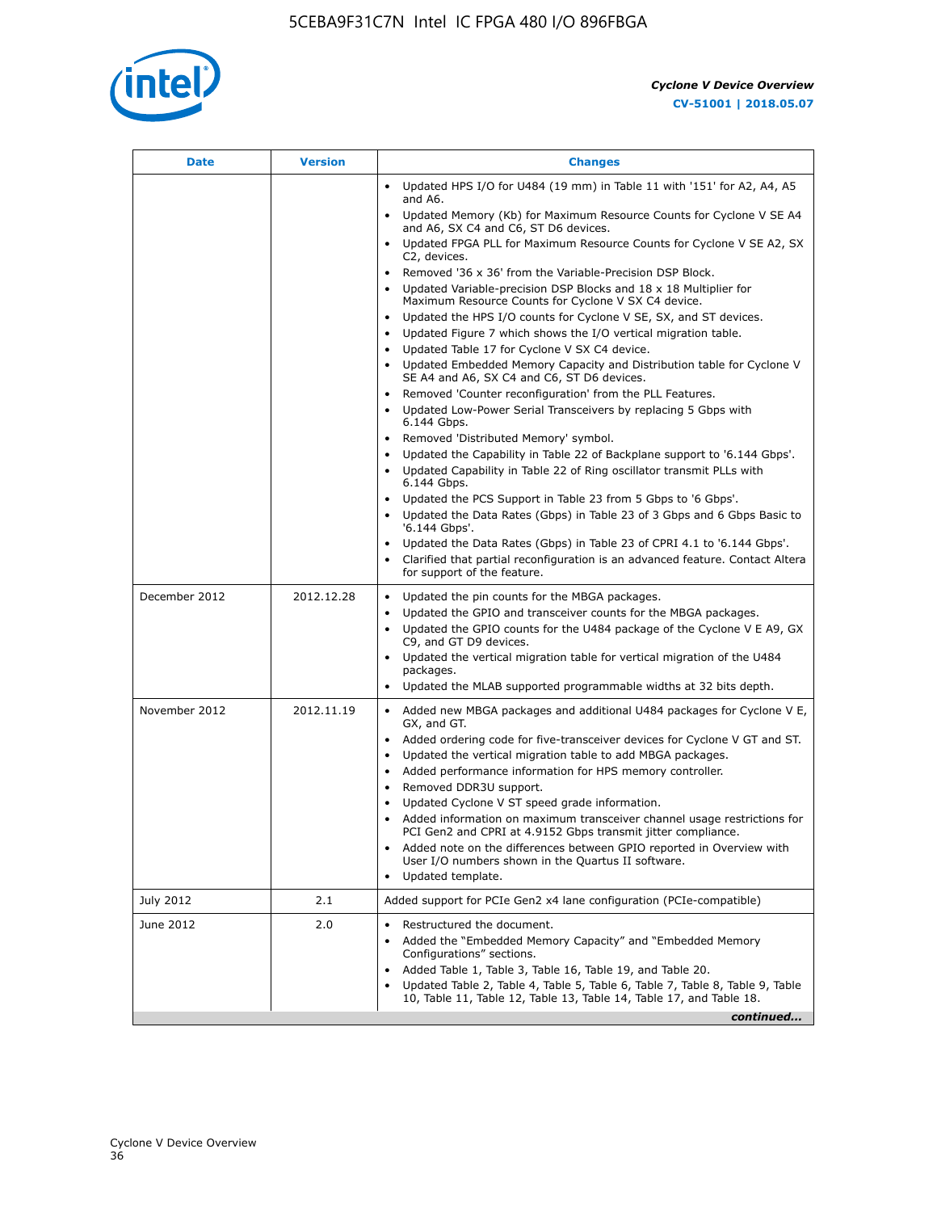| Date | Version | Changes |
|---|---|---|
| | | • Updated HPS I/O for U484 (19 mm) in Table 11 with '151' for A2, A4, A5 and A6.<br>• Updated Memory (Kb) for Maximum Resource Counts for Cyclone V SE A4 and A6, SX C4 and C6, ST D6 devices.<br>• Updated FPGA PLL for Maximum Resource Counts for Cyclone V SE A2, SX C2, devices.<br>• Removed '36 x 36' from the Variable-Precision DSP Block.<br>• Updated Variable-precision DSP Blocks and 18 x 18 Multiplier for Maximum Resource Counts for Cyclone V SX C4 device.<br>• Updated the HPS I/O counts for Cyclone V SE, SX, and ST devices.<br>• Updated Figure 7 which shows the I/O vertical migration table.<br>• Updated Table 17 for Cyclone V SX C4 device.<br>• Updated Embedded Memory Capacity and Distribution table for Cyclone V SE A4 and A6, SX C4 and C6, ST D6 devices.<br>• Removed 'Counter reconfiguration' from the PLL Features.<br>• Updated Low-Power Serial Transceivers by replacing 5 Gbps with 6.144 Gbps.<br>• Removed 'Distributed Memory' symbol.<br>• Updated the Capability in Table 22 of Backplane support to '6.144 Gbps'.<br>• Updated Capability in Table 22 of Ring oscillator transmit PLLs with 6.144 Gbps.<br>• Updated the PCS Support in Table 23 from 5 Gbps to '6 Gbps'.<br>• Updated the Data Rates (Gbps) in Table 23 of 3 Gbps and 6 Gbps Basic to '6.144 Gbps'.<br>• Updated the Data Rates (Gbps) in Table 23 of CPRI 4.1 to '6.144 Gbps'.<br>• Clarified that partial reconfiguration is an advanced feature. Contact Altera for support of the feature. |
| December 2012 | 2012.12.28 | • Updated the pin counts for the MBGA packages.<br>• Updated the GPIO and transceiver counts for the MBGA packages.<br>• Updated the GPIO counts for the U484 package of the Cyclone V E A9, GX C9, and GT D9 devices.<br>• Updated the vertical migration table for vertical migration of the U484 packages.<br>• Updated the MLAB supported programmable widths at 32 bits depth. |
| November 2012 | 2012.11.19 | • Added new MBGA packages and additional U484 packages for Cyclone V E, GX, and GT.<br>• Added ordering code for five-transceiver devices for Cyclone V GT and ST.<br>• Updated the vertical migration table to add MBGA packages.<br>• Added performance information for HPS memory controller.<br>• Removed DDR3U support.<br>• Updated Cyclone V ST speed grade information.<br>• Added information on maximum transceiver channel usage restrictions for PCI Gen2 and CPRI at 4.9152 Gbps transmit jitter compliance.<br>• Added note on the differences between GPIO reported in Overview with User I/O numbers shown in the Quartus II software.<br>• Updated template. |
| July 2012 | 2.1 | Added support for PCIe Gen2 x4 lane configuration (PCIe-compatible) |
| June 2012 | 2.0 | • Restructured the document.<br>• Added the "Embedded Memory Capacity" and "Embedded Memory Configurations" sections.<br>• Added Table 1, Table 3, Table 16, Table 19, and Table 20.<br>• Updated Table 2, Table 4, Table 5, Table 6, Table 7, Table 8, Table 9, Table 10, Table 11, Table 12, Table 13, Table 14, Table 17, and Table 18. |

***continued...***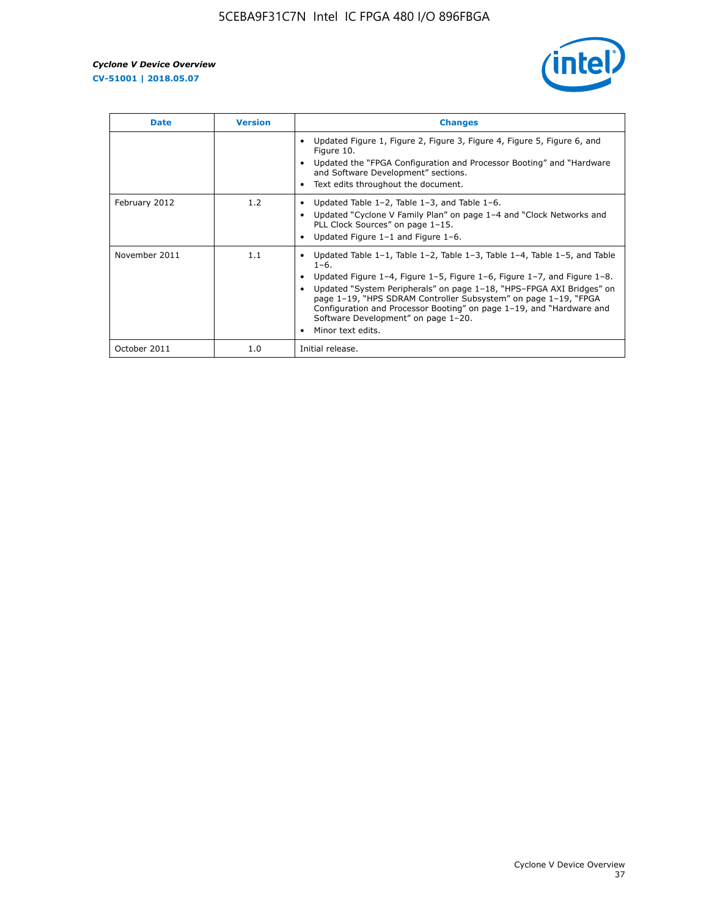| Date | Version | Changes |
| --- | --- | --- |
| | | • Updated Figure 1, Figure 2, Figure 3, Figure 4, Figure 5, Figure 6, and Figure 10.<br>• Updated the "FPGA Configuration and Processor Booting" and "Hardware and Software Development" sections.<br>• Text edits throughout the document. |
| February 2012 | 1.2 | • Updated Table 1–2, Table 1–3, and Table 1–6.<br>• Updated "Cyclone V Family Plan" on page 1–4 and "Clock Networks and PLL Clock Sources" on page 1–15.<br>• Updated Figure 1–1 and Figure 1–6. |
| November 2011 | 1.1 | • Updated Table 1–1, Table 1–2, Table 1–3, Table 1–4, Table 1–5, and Table 1–6.<br>• Updated Figure 1–4, Figure 1–5, Figure 1–6, Figure 1–7, and Figure 1–8.<br>• Updated "System Peripherals" on page 1–18, "HPS–FPGA AXI Bridges" on page 1–19, "HPS SDRAM Controller Subsystem" on page 1–19, "FPGA Configuration and Processor Booting" on page 1–19, and "Hardware and Software Development" on page 1–20.<br>• Minor text edits. |
| October 2011 | 1.0 | Initial release. |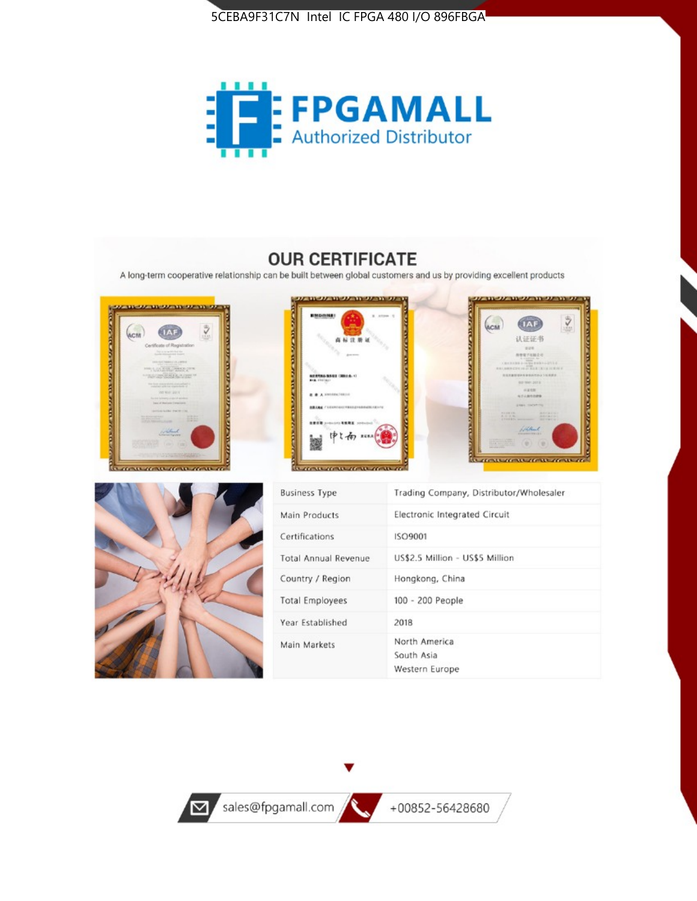FPGAMALL
Authorized Distributor

## OUR CERTIFICATE

A long-term cooperative relationship can be built between global customers and us by providing excellent products

| | |
|---|---|
| Business Type | Trading Company, Distributor/Wholesaler |
| Main Products | Electronic Integrated Circuit |
| Certifications | ISO9001 |
| Total Annual Revenue | US$2.5 Million - US$5 Million |
| Country / Region | Hongkong, China |
| Total Employees | 100 - 200 People |
| Year Established | 2018 |
| Main Markets | North America<br>South Asia<br>Western Europe |

sales@fpgamall.com

+00852-56428680